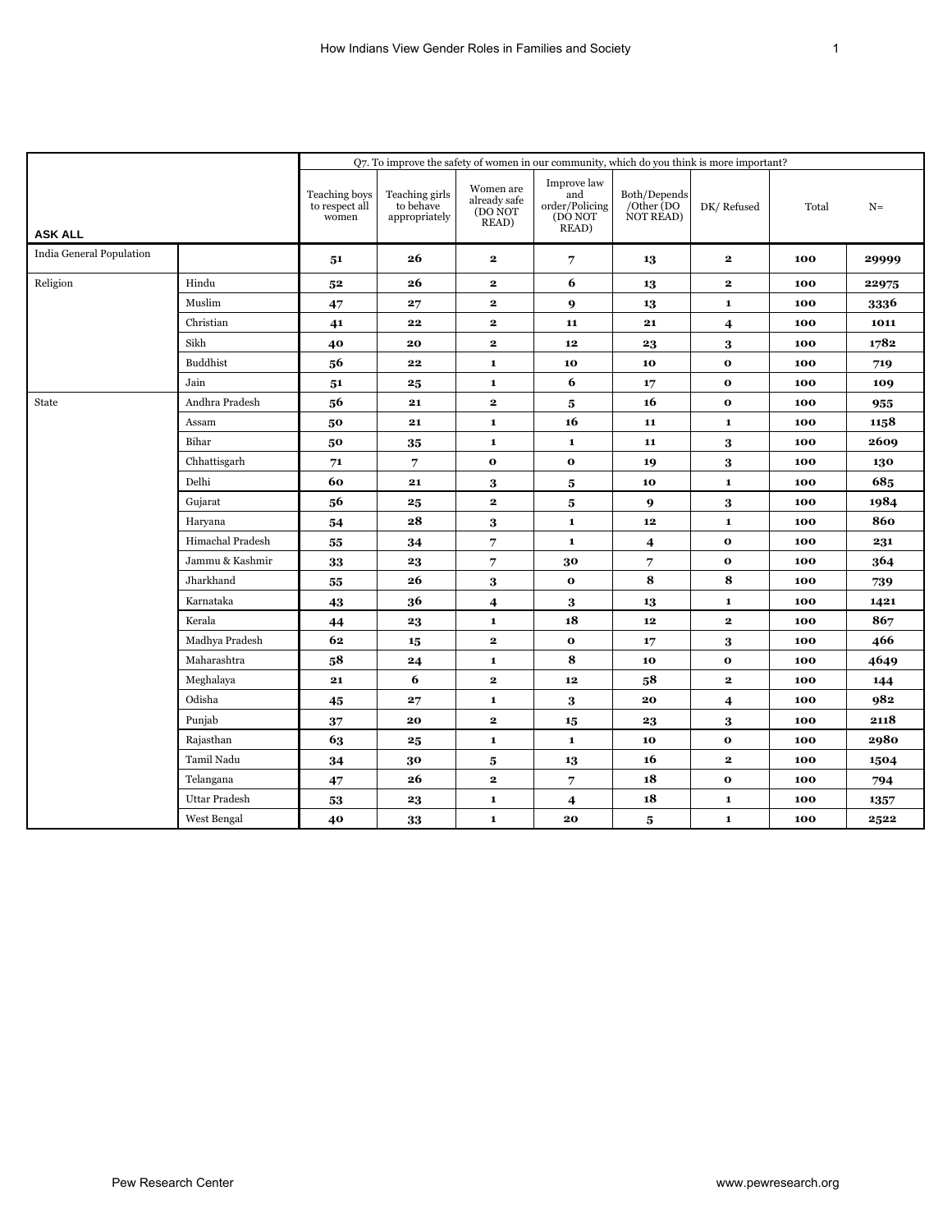| ASK ALL | | Q7. To improve the safety of women in our community, which do you think is more important? | | | | | | | |
|---|---|---|---|---|---|---|---|---|---|
| | | Teaching boys to respect all women | Teaching girls to behave appropriately | Women are already safe (DO NOT READ) | Improve law and order/Policing (DO NOT READ) | Both/Depends /Other (DO NOT READ) | DK/ Refused | Total | N= |
| India General Population | | 51 | 26 | 2 | 7 | 13 | 2 | 100 | 29999 |
| Religion | Hindu | 52 | 26 | 2 | 6 | 13 | 2 | 100 | 22975 |
| | Muslim | 47 | 27 | 2 | 9 | 13 | 1 | 100 | 3336 |
| | Christian | 41 | 22 | 2 | 11 | 21 | 4 | 100 | 1011 |
| | Sikh | 40 | 20 | 2 | 12 | 23 | 3 | 100 | 1782 |
| | Buddhist | 56 | 22 | 1 | 10 | 10 | 0 | 100 | 719 |
| | Jain | 51 | 25 | 1 | 6 | 17 | 0 | 100 | 109 |
| State | Andhra Pradesh | 56 | 21 | 2 | 5 | 16 | 0 | 100 | 955 |
| | Assam | 50 | 21 | 1 | 16 | 11 | 1 | 100 | 1158 |
| | Bihar | 50 | 35 | 1 | 1 | 11 | 3 | 100 | 2609 |
| | Chhattisgarh | 71 | 7 | 0 | 0 | 19 | 3 | 100 | 130 |
| | Delhi | 60 | 21 | 3 | 5 | 10 | 1 | 100 | 685 |
| | Gujarat | 56 | 25 | 2 | 5 | 9 | 3 | 100 | 1984 |
| | Haryana | 54 | 28 | 3 | 1 | 12 | 1 | 100 | 860 |
| | Himachal Pradesh | 55 | 34 | 7 | 1 | 4 | 0 | 100 | 231 |
| | Jammu & Kashmir | 33 | 23 | 7 | 30 | 7 | 0 | 100 | 364 |
| | Jharkhand | 55 | 26 | 3 | 0 | 8 | 8 | 100 | 739 |
| | Karnataka | 43 | 36 | 4 | 3 | 13 | 1 | 100 | 1421 |
| | Kerala | 44 | 23 | 1 | 18 | 12 | 2 | 100 | 867 |
| | Madhya Pradesh | 62 | 15 | 2 | 0 | 17 | 3 | 100 | 466 |
| | Maharashtra | 58 | 24 | 1 | 8 | 10 | 0 | 100 | 4649 |
| | Meghalaya | 21 | 6 | 2 | 12 | 58 | 2 | 100 | 144 |
| | Odisha | 45 | 27 | 1 | 3 | 20 | 4 | 100 | 982 |
| | Punjab | 37 | 20 | 2 | 15 | 23 | 3 | 100 | 2118 |
| | Rajasthan | 63 | 25 | 1 | 1 | 10 | 0 | 100 | 2980 |
| | Tamil Nadu | 34 | 30 | 5 | 13 | 16 | 2 | 100 | 1504 |
| | Telangana | 47 | 26 | 2 | 7 | 18 | 0 | 100 | 794 |
| | Uttar Pradesh | 53 | 23 | 1 | 4 | 18 | 1 | 100 | 1357 |
| | West Bengal | 40 | 33 | 1 | 20 | 5 | 1 | 100 | 2522 |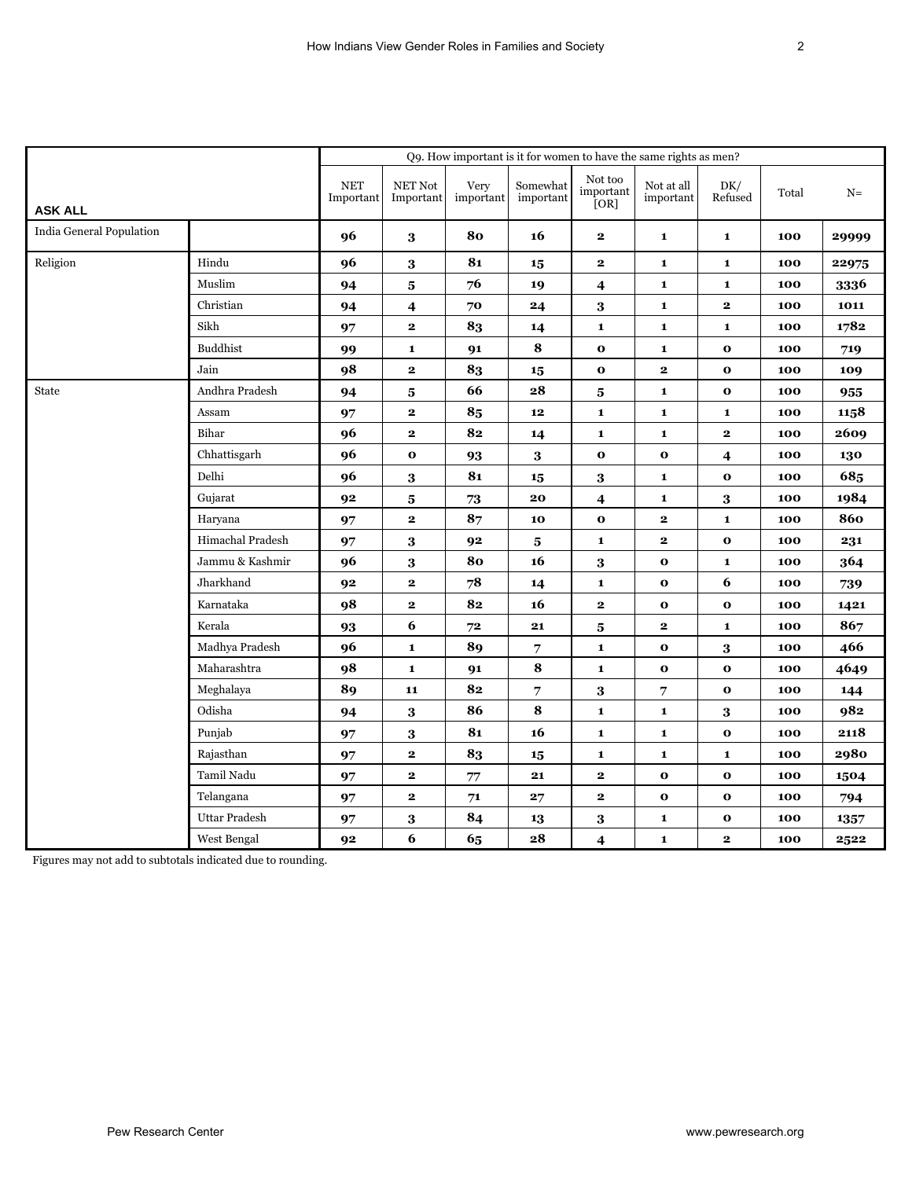| ASK ALL | | Q9. How important is it for women to have the same rights as men? | | | | | | | | |
|---|---|---|---|---|---|---|---|---|---|---|
| | | NET Important | NET Not Important | Very important | Somewhat important | Not too important [OR] | Not at all important | DK/ Refused | Total | N= |
| India General Population | | 96 | 3 | 80 | 16 | 2 | 1 | 1 | 100 | 29999 |
| Religion | Hindu | 96 | 3 | 81 | 15 | 2 | 1 | 1 | 100 | 22975 |
| | Muslim | 94 | 5 | 76 | 19 | 4 | 1 | 1 | 100 | 3336 |
| | Christian | 94 | 4 | 70 | 24 | 3 | 1 | 2 | 100 | 1011 |
| | Sikh | 97 | 2 | 83 | 14 | 1 | 1 | 1 | 100 | 1782 |
| | Buddhist | 99 | 1 | 91 | 8 | 0 | 1 | 0 | 100 | 719 |
| | Jain | 98 | 2 | 83 | 15 | 0 | 2 | 0 | 100 | 109 |
| State | Andhra Pradesh | 94 | 5 | 66 | 28 | 5 | 1 | 0 | 100 | 955 |
| | Assam | 97 | 2 | 85 | 12 | 1 | 1 | 1 | 100 | 1158 |
| | Bihar | 96 | 2 | 82 | 14 | 1 | 1 | 2 | 100 | 2609 |
| | Chhattisgarh | 96 | 0 | 93 | 3 | 0 | 0 | 4 | 100 | 130 |
| | Delhi | 96 | 3 | 81 | 15 | 3 | 1 | 0 | 100 | 685 |
| | Gujarat | 92 | 5 | 73 | 20 | 4 | 1 | 3 | 100 | 1984 |
| | Haryana | 97 | 2 | 87 | 10 | 0 | 2 | 1 | 100 | 860 |
| | Himachal Pradesh | 97 | 3 | 92 | 5 | 1 | 2 | 0 | 100 | 231 |
| | Jammu & Kashmir | 96 | 3 | 80 | 16 | 3 | 0 | 1 | 100 | 364 |
| | Jharkhand | 92 | 2 | 78 | 14 | 1 | 0 | 6 | 100 | 739 |
| | Karnataka | 98 | 2 | 82 | 16 | 2 | 0 | 0 | 100 | 1421 |
| | Kerala | 93 | 6 | 72 | 21 | 5 | 2 | 1 | 100 | 867 |
| | Madhya Pradesh | 96 | 1 | 89 | 7 | 1 | 0 | 3 | 100 | 466 |
| | Maharashtra | 98 | 1 | 91 | 8 | 1 | 0 | 0 | 100 | 4649 |
| | Meghalaya | 89 | 11 | 82 | 7 | 3 | 7 | 0 | 100 | 144 |
| | Odisha | 94 | 3 | 86 | 8 | 1 | 1 | 3 | 100 | 982 |
| | Punjab | 97 | 3 | 81 | 16 | 1 | 1 | 0 | 100 | 2118 |
| | Rajasthan | 97 | 2 | 83 | 15 | 1 | 1 | 1 | 100 | 2980 |
| | Tamil Nadu | 97 | 2 | 77 | 21 | 2 | 0 | 0 | 100 | 1504 |
| | Telangana | 97 | 2 | 71 | 27 | 2 | 0 | 0 | 100 | 794 |
| | Uttar Pradesh | 97 | 3 | 84 | 13 | 3 | 1 | 0 | 100 | 1357 |
| | West Bengal | 92 | 6 | 65 | 28 | 4 | 1 | 2 | 100 | 2522 |

Figures may not add to subtotals indicated due to rounding.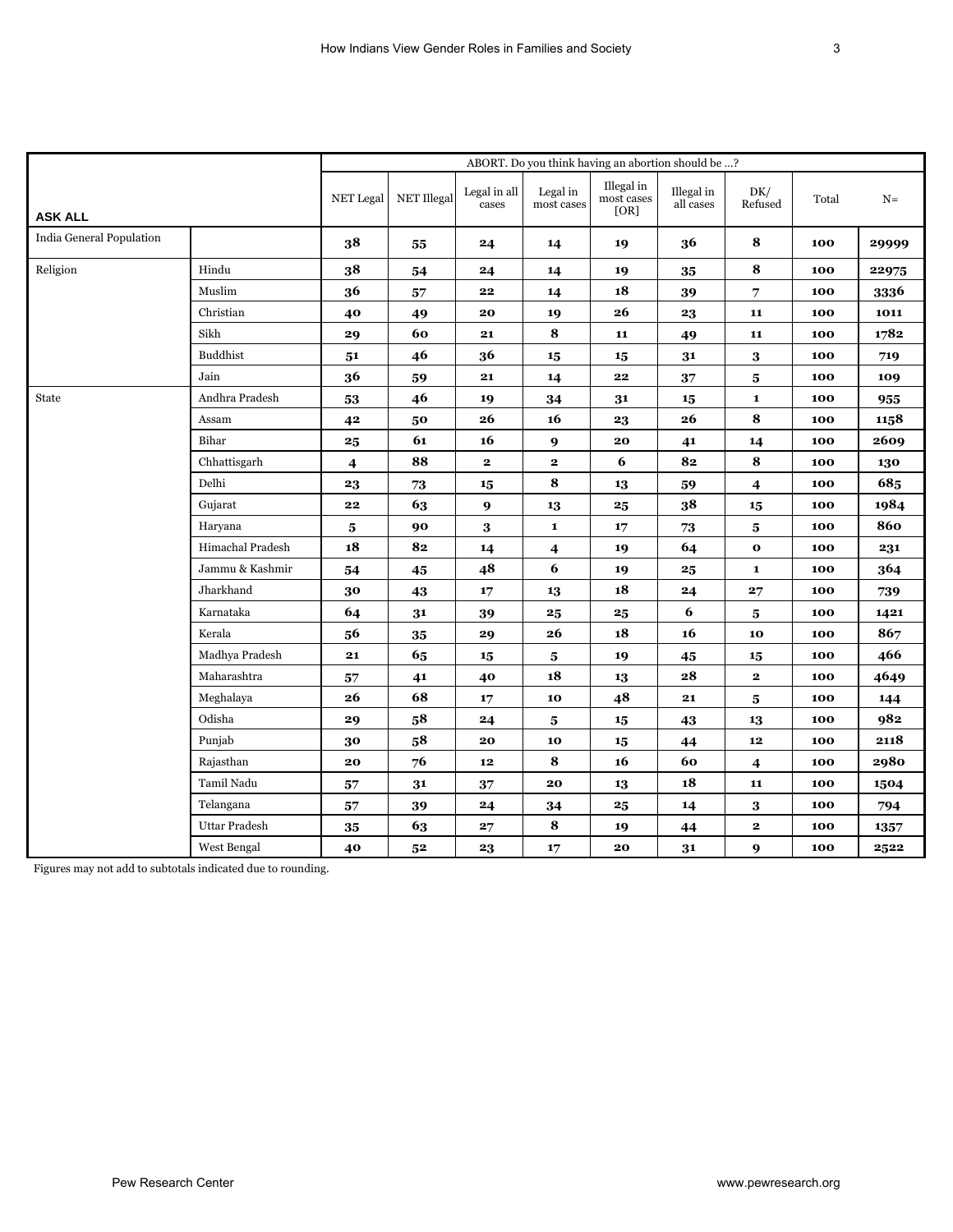| ASK ALL | | ABORT. Do you think having an abortion should be …? | | | | | | | | |
|---|---|---|---|---|---|---|---|---|---|---|
| | | NET Legal | NET Illegal | Legal in all cases | Legal in most cases | Illegal in most cases [OR] | Illegal in all cases | DK/ Refused | Total | N= |
| India General Population | | **38** | **55** | **24** | **14** | **19** | **36** | **8** | **100** | **29999** |
| Religion | Hindu | **38** | **54** | **24** | **14** | **19** | **35** | **8** | **100** | **22975** |
| | Muslim | **36** | **57** | **22** | **14** | **18** | **39** | **7** | **100** | **3336** |
| | Christian | **40** | **49** | **20** | **19** | **26** | **23** | **11** | **100** | **1011** |
| | Sikh | **29** | **60** | **21** | **8** | **11** | **49** | **11** | **100** | **1782** |
| | Buddhist | **51** | **46** | **36** | **15** | **15** | **31** | **3** | **100** | **719** |
| | Jain | **36** | **59** | **21** | **14** | **22** | **37** | **5** | **100** | **109** |
| State | Andhra Pradesh | **53** | **46** | **19** | **34** | **31** | **15** | **1** | **100** | **955** |
| | Assam | **42** | **50** | **26** | **16** | **23** | **26** | **8** | **100** | **1158** |
| | Bihar | **25** | **61** | **16** | **9** | **20** | **41** | **14** | **100** | **2609** |
| | Chhattisgarh | **4** | **88** | **2** | **2** | **6** | **82** | **8** | **100** | **130** |
| | Delhi | **23** | **73** | **15** | **8** | **13** | **59** | **4** | **100** | **685** |
| | Gujarat | **22** | **63** | **9** | **13** | **25** | **38** | **15** | **100** | **1984** |
| | Haryana | **5** | **90** | **3** | **1** | **17** | **73** | **5** | **100** | **860** |
| | Himachal Pradesh | **18** | **82** | **14** | **4** | **19** | **64** | **0** | **100** | **231** |
| | Jammu & Kashmir | **54** | **45** | **48** | **6** | **19** | **25** | **1** | **100** | **364** |
| | Jharkhand | **30** | **43** | **17** | **13** | **18** | **24** | **27** | **100** | **739** |
| | Karnataka | **64** | **31** | **39** | **25** | **25** | **6** | **5** | **100** | **1421** |
| | Kerala | **56** | **35** | **29** | **26** | **18** | **16** | **10** | **100** | **867** |
| | Madhya Pradesh | **21** | **65** | **15** | **5** | **19** | **45** | **15** | **100** | **466** |
| | Maharashtra | **57** | **41** | **40** | **18** | **13** | **28** | **2** | **100** | **4649** |
| | Meghalaya | **26** | **68** | **17** | **10** | **48** | **21** | **5** | **100** | **144** |
| | Odisha | **29** | **58** | **24** | **5** | **15** | **43** | **13** | **100** | **982** |
| | Punjab | **30** | **58** | **20** | **10** | **15** | **44** | **12** | **100** | **2118** |
| | Rajasthan | **20** | **76** | **12** | **8** | **16** | **60** | **4** | **100** | **2980** |
| | Tamil Nadu | **57** | **31** | **37** | **20** | **13** | **18** | **11** | **100** | **1504** |
| | Telangana | **57** | **39** | **24** | **34** | **25** | **14** | **3** | **100** | **794** |
| | Uttar Pradesh | **35** | **63** | **27** | **8** | **19** | **44** | **2** | **100** | **1357** |
| | West Bengal | **40** | **52** | **23** | **17** | **20** | **31** | **9** | **100** | **2522** |

Figures may not add to subtotals indicated due to rounding.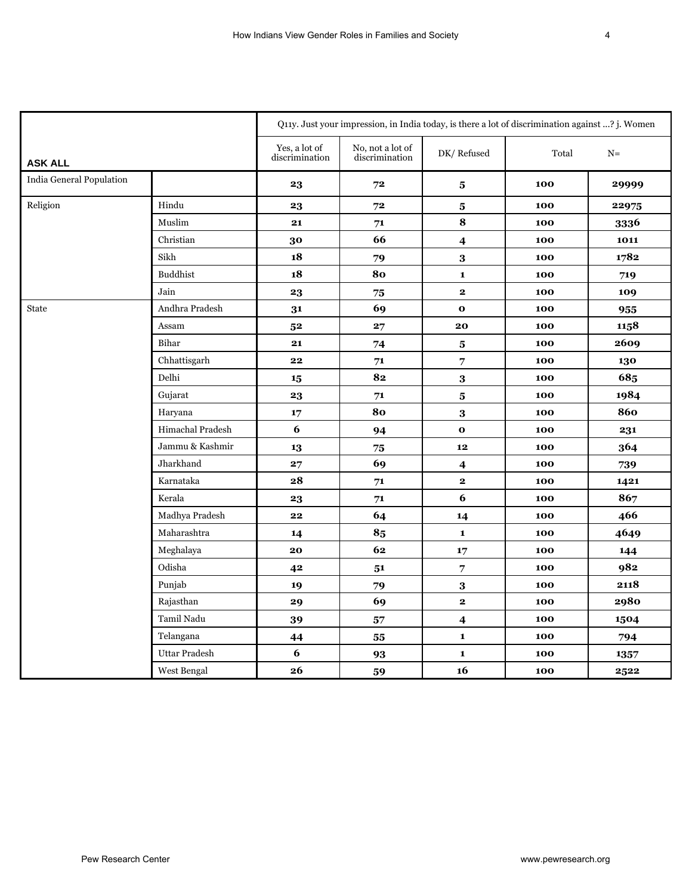| ASK ALL | | Q11y. Just your impression, in India today, is there a lot of discrimination against ...? j. Women | | | | |
|---|---|---|---|---|---|---|
| | | Yes, a lot of discrimination | No, not a lot of discrimination | DK/ Refused | Total | N= |
| India General Population | | **23** | **72** | **5** | **100** | **29999** |
| Religion | Hindu | **23** | **72** | **5** | **100** | **22975** |
| | Muslim | **21** | **71** | **8** | **100** | **3336** |
| | Christian | **30** | **66** | **4** | **100** | **1011** |
| | Sikh | **18** | **79** | **3** | **100** | **1782** |
| | Buddhist | **18** | **80** | **1** | **100** | **719** |
| | Jain | **23** | **75** | **2** | **100** | **109** |
| State | Andhra Pradesh | **31** | **69** | **0** | **100** | **955** |
| | Assam | **52** | **27** | **20** | **100** | **1158** |
| | Bihar | **21** | **74** | **5** | **100** | **2609** |
| | Chhattisgarh | **22** | **71** | **7** | **100** | **130** |
| | Delhi | **15** | **82** | **3** | **100** | **685** |
| | Gujarat | **23** | **71** | **5** | **100** | **1984** |
| | Haryana | **17** | **80** | **3** | **100** | **860** |
| | Himachal Pradesh | **6** | **94** | **0** | **100** | **231** |
| | Jammu & Kashmir | **13** | **75** | **12** | **100** | **364** |
| | Jharkhand | **27** | **69** | **4** | **100** | **739** |
| | Karnataka | **28** | **71** | **2** | **100** | **1421** |
| | Kerala | **23** | **71** | **6** | **100** | **867** |
| | Madhya Pradesh | **22** | **64** | **14** | **100** | **466** |
| | Maharashtra | **14** | **85** | **1** | **100** | **4649** |
| | Meghalaya | **20** | **62** | **17** | **100** | **144** |
| | Odisha | **42** | **51** | **7** | **100** | **982** |
| | Punjab | **19** | **79** | **3** | **100** | **2118** |
| | Rajasthan | **29** | **69** | **2** | **100** | **2980** |
| | Tamil Nadu | **39** | **57** | **4** | **100** | **1504** |
| | Telangana | **44** | **55** | **1** | **100** | **794** |
| | Uttar Pradesh | **6** | **93** | **1** | **100** | **1357** |
| | West Bengal | **26** | **59** | **16** | **100** | **2522** |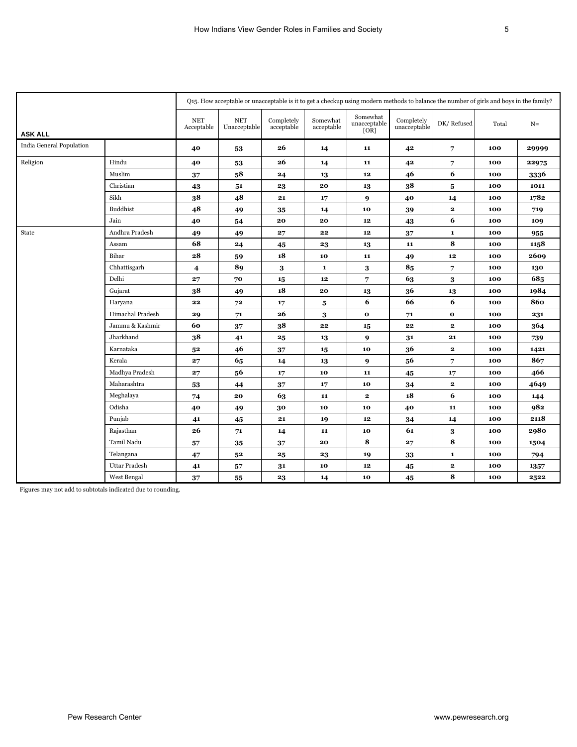| ASK ALL | | Q15. How acceptable or unacceptable is it to get a checkup using modern methods to balance the number of girls and boys in the family? | | | | | | | | |
|---|---|---|---|---|---|---|---|---|---|---|
| | | NET Acceptable | NET Unacceptable | Completely acceptable | Somewhat acceptable | Somewhat unacceptable [OR] | Completely unacceptable | DK/ Refused | Total | N= |
| India General Population | | 40 | 53 | 26 | 14 | 11 | 42 | 7 | 100 | 29999 |
| Religion | Hindu | 40 | 53 | 26 | 14 | 11 | 42 | 7 | 100 | 22975 |
| | Muslim | 37 | 58 | 24 | 13 | 12 | 46 | 6 | 100 | 3336 |
| | Christian | 43 | 51 | 23 | 20 | 13 | 38 | 5 | 100 | 1011 |
| | Sikh | 38 | 48 | 21 | 17 | 9 | 40 | 14 | 100 | 1782 |
| | Buddhist | 48 | 49 | 35 | 14 | 10 | 39 | 2 | 100 | 719 |
| | Jain | 40 | 54 | 20 | 20 | 12 | 43 | 6 | 100 | 109 |
| State | Andhra Pradesh | 49 | 49 | 27 | 22 | 12 | 37 | 1 | 100 | 955 |
| | Assam | 68 | 24 | 45 | 23 | 13 | 11 | 8 | 100 | 1158 |
| | Bihar | 28 | 59 | 18 | 10 | 11 | 49 | 12 | 100 | 2609 |
| | Chhattisgarh | 4 | 89 | 3 | 1 | 3 | 85 | 7 | 100 | 130 |
| | Delhi | 27 | 70 | 15 | 12 | 7 | 63 | 3 | 100 | 685 |
| | Gujarat | 38 | 49 | 18 | 20 | 13 | 36 | 13 | 100 | 1984 |
| | Haryana | 22 | 72 | 17 | 5 | 6 | 66 | 6 | 100 | 860 |
| | Himachal Pradesh | 29 | 71 | 26 | 3 | 0 | 71 | 0 | 100 | 231 |
| | Jammu & Kashmir | 60 | 37 | 38 | 22 | 15 | 22 | 2 | 100 | 364 |
| | Jharkhand | 38 | 41 | 25 | 13 | 9 | 31 | 21 | 100 | 739 |
| | Karnataka | 52 | 46 | 37 | 15 | 10 | 36 | 2 | 100 | 1421 |
| | Kerala | 27 | 65 | 14 | 13 | 9 | 56 | 7 | 100 | 867 |
| | Madhya Pradesh | 27 | 56 | 17 | 10 | 11 | 45 | 17 | 100 | 466 |
| | Maharashtra | 53 | 44 | 37 | 17 | 10 | 34 | 2 | 100 | 4649 |
| | Meghalaya | 74 | 20 | 63 | 11 | 2 | 18 | 6 | 100 | 144 |
| | Odisha | 40 | 49 | 30 | 10 | 10 | 40 | 11 | 100 | 982 |
| | Punjab | 41 | 45 | 21 | 19 | 12 | 34 | 14 | 100 | 2118 |
| | Rajasthan | 26 | 71 | 14 | 11 | 10 | 61 | 3 | 100 | 2980 |
| | Tamil Nadu | 57 | 35 | 37 | 20 | 8 | 27 | 8 | 100 | 1504 |
| | Telangana | 47 | 52 | 25 | 23 | 19 | 33 | 1 | 100 | 794 |
| | Uttar Pradesh | 41 | 57 | 31 | 10 | 12 | 45 | 2 | 100 | 1357 |
| | West Bengal | 37 | 55 | 23 | 14 | 10 | 45 | 8 | 100 | 2522 |

Figures may not add to subtotals indicated due to rounding.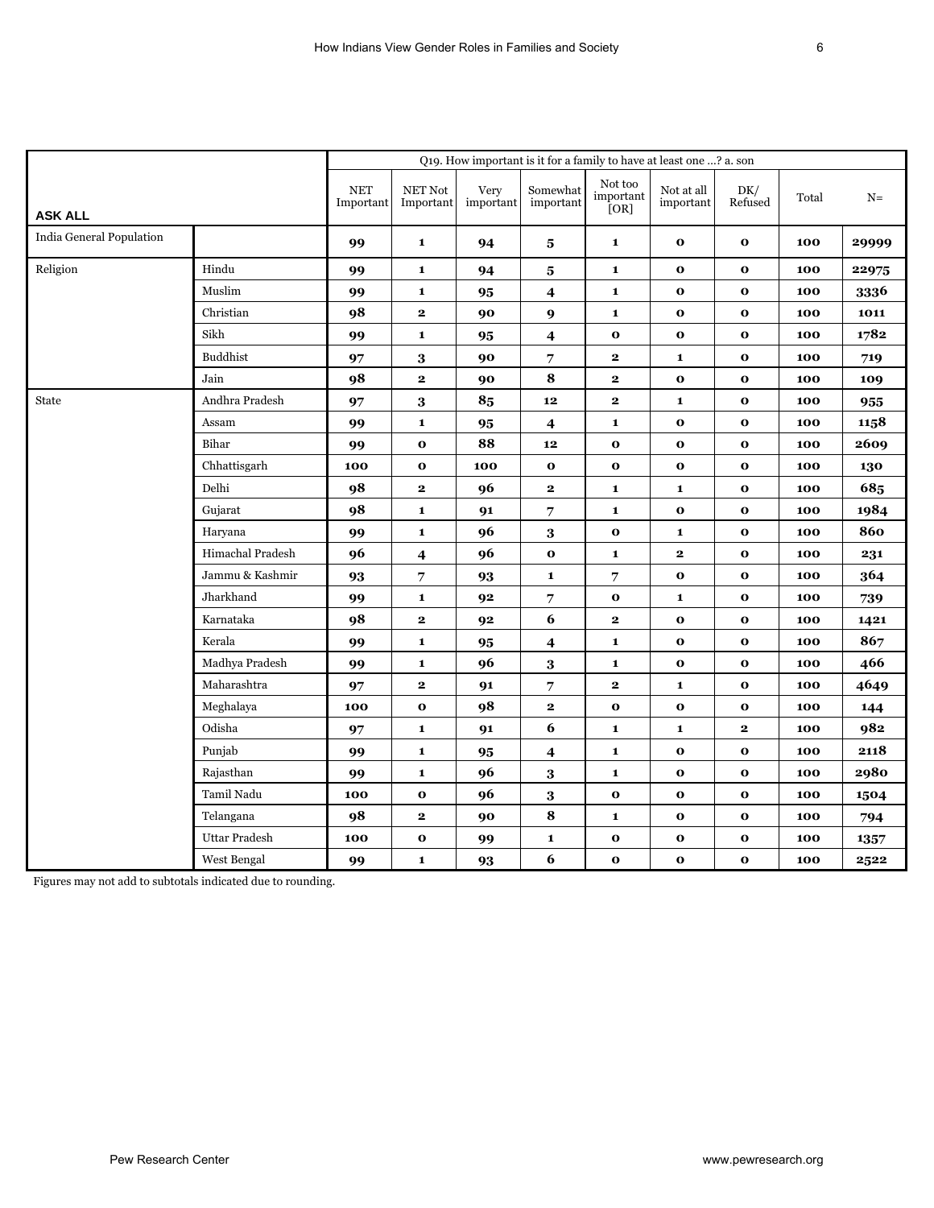| ASK ALL | | Q19. How important is it for a family to have at least one ...? a. son | | | | | | | | |
|---|---|---|---|---|---|---|---|---|---|---|
| | | NET Important | NET Not Important | Very important | Somewhat important | Not too important [OR] | Not at all important | DK/ Refused | Total | N= |
| India General Population | | 99 | 1 | 94 | 5 | 1 | 0 | 0 | 100 | 29999 |
| Religion | Hindu | 99 | 1 | 94 | 5 | 1 | 0 | 0 | 100 | 22975 |
| | Muslim | 99 | 1 | 95 | 4 | 1 | 0 | 0 | 100 | 3336 |
| | Christian | 98 | 2 | 90 | 9 | 1 | 0 | 0 | 100 | 1011 |
| | Sikh | 99 | 1 | 95 | 4 | 0 | 0 | 0 | 100 | 1782 |
| | Buddhist | 97 | 3 | 90 | 7 | 2 | 1 | 0 | 100 | 719 |
| | Jain | 98 | 2 | 90 | 8 | 2 | 0 | 0 | 100 | 109 |
| State | Andhra Pradesh | 97 | 3 | 85 | 12 | 2 | 1 | 0 | 100 | 955 |
| | Assam | 99 | 1 | 95 | 4 | 1 | 0 | 0 | 100 | 1158 |
| | Bihar | 99 | 0 | 88 | 12 | 0 | 0 | 0 | 100 | 2609 |
| | Chhattisgarh | 100 | 0 | 100 | 0 | 0 | 0 | 0 | 100 | 130 |
| | Delhi | 98 | 2 | 96 | 2 | 1 | 1 | 0 | 100 | 685 |
| | Gujarat | 98 | 1 | 91 | 7 | 1 | 0 | 0 | 100 | 1984 |
| | Haryana | 99 | 1 | 96 | 3 | 0 | 1 | 0 | 100 | 860 |
| | Himachal Pradesh | 96 | 4 | 96 | 0 | 1 | 2 | 0 | 100 | 231 |
| | Jammu & Kashmir | 93 | 7 | 93 | 1 | 7 | 0 | 0 | 100 | 364 |
| | Jharkhand | 99 | 1 | 92 | 7 | 0 | 1 | 0 | 100 | 739 |
| | Karnataka | 98 | 2 | 92 | 6 | 2 | 0 | 0 | 100 | 1421 |
| | Kerala | 99 | 1 | 95 | 4 | 1 | 0 | 0 | 100 | 867 |
| | Madhya Pradesh | 99 | 1 | 96 | 3 | 1 | 0 | 0 | 100 | 466 |
| | Maharashtra | 97 | 2 | 91 | 7 | 2 | 1 | 0 | 100 | 4649 |
| | Meghalaya | 100 | 0 | 98 | 2 | 0 | 0 | 0 | 100 | 144 |
| | Odisha | 97 | 1 | 91 | 6 | 1 | 1 | 2 | 100 | 982 |
| | Punjab | 99 | 1 | 95 | 4 | 1 | 0 | 0 | 100 | 2118 |
| | Rajasthan | 99 | 1 | 96 | 3 | 1 | 0 | 0 | 100 | 2980 |
| | Tamil Nadu | 100 | 0 | 96 | 3 | 0 | 0 | 0 | 100 | 1504 |
| | Telangana | 98 | 2 | 90 | 8 | 1 | 0 | 0 | 100 | 794 |
| | Uttar Pradesh | 100 | 0 | 99 | 1 | 0 | 0 | 0 | 100 | 1357 |
| | West Bengal | 99 | 1 | 93 | 6 | 0 | 0 | 0 | 100 | 2522 |

Figures may not add to subtotals indicated due to rounding.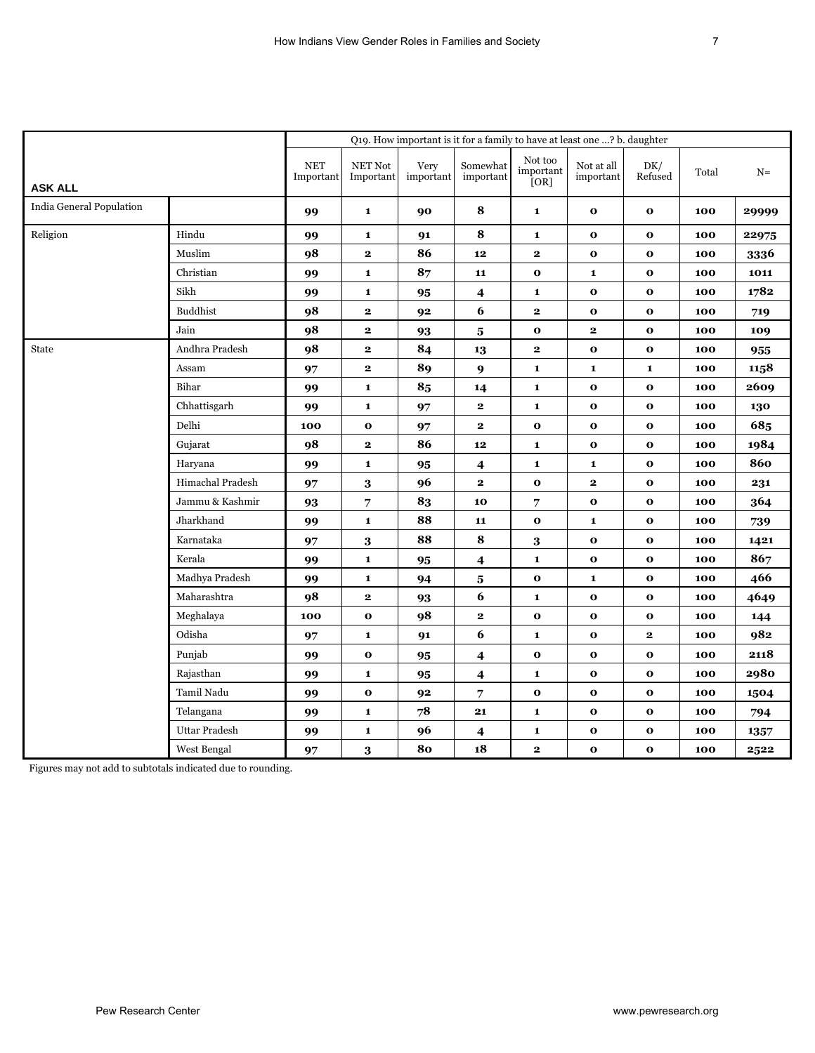| ASK ALL | | Q19. How important is it for a family to have at least one ...? b. daughter | | | | | | | | |
|---|---|---|---|---|---|---|---|---|---|---|
| | | NET Important | NET Not Important | Very important | Somewhat important | Not too important [OR] | Not at all important | DK/ Refused | Total | N= |
| India General Population | | 99 | 1 | 90 | 8 | 1 | 0 | 0 | 100 | 29999 |
| Religion | Hindu | 99 | 1 | 91 | 8 | 1 | 0 | 0 | 100 | 22975 |
| | Muslim | 98 | 2 | 86 | 12 | 2 | 0 | 0 | 100 | 3336 |
| | Christian | 99 | 1 | 87 | 11 | 0 | 1 | 0 | 100 | 1011 |
| | Sikh | 99 | 1 | 95 | 4 | 1 | 0 | 0 | 100 | 1782 |
| | Buddhist | 98 | 2 | 92 | 6 | 2 | 0 | 0 | 100 | 719 |
| | Jain | 98 | 2 | 93 | 5 | 0 | 2 | 0 | 100 | 109 |
| State | Andhra Pradesh | 98 | 2 | 84 | 13 | 2 | 0 | 0 | 100 | 955 |
| | Assam | 97 | 2 | 89 | 9 | 1 | 1 | 1 | 100 | 1158 |
| | Bihar | 99 | 1 | 85 | 14 | 1 | 0 | 0 | 100 | 2609 |
| | Chhattisgarh | 99 | 1 | 97 | 2 | 1 | 0 | 0 | 100 | 130 |
| | Delhi | 100 | 0 | 97 | 2 | 0 | 0 | 0 | 100 | 685 |
| | Gujarat | 98 | 2 | 86 | 12 | 1 | 0 | 0 | 100 | 1984 |
| | Haryana | 99 | 1 | 95 | 4 | 1 | 1 | 0 | 100 | 860 |
| | Himachal Pradesh | 97 | 3 | 96 | 2 | 0 | 2 | 0 | 100 | 231 |
| | Jammu & Kashmir | 93 | 7 | 83 | 10 | 7 | 0 | 0 | 100 | 364 |
| | Jharkhand | 99 | 1 | 88 | 11 | 0 | 1 | 0 | 100 | 739 |
| | Karnataka | 97 | 3 | 88 | 8 | 3 | 0 | 0 | 100 | 1421 |
| | Kerala | 99 | 1 | 95 | 4 | 1 | 0 | 0 | 100 | 867 |
| | Madhya Pradesh | 99 | 1 | 94 | 5 | 0 | 1 | 0 | 100 | 466 |
| | Maharashtra | 98 | 2 | 93 | 6 | 1 | 0 | 0 | 100 | 4649 |
| | Meghalaya | 100 | 0 | 98 | 2 | 0 | 0 | 0 | 100 | 144 |
| | Odisha | 97 | 1 | 91 | 6 | 1 | 0 | 2 | 100 | 982 |
| | Punjab | 99 | 0 | 95 | 4 | 0 | 0 | 0 | 100 | 2118 |
| | Rajasthan | 99 | 1 | 95 | 4 | 1 | 0 | 0 | 100 | 2980 |
| | Tamil Nadu | 99 | 0 | 92 | 7 | 0 | 0 | 0 | 100 | 1504 |
| | Telangana | 99 | 1 | 78 | 21 | 1 | 0 | 0 | 100 | 794 |
| | Uttar Pradesh | 99 | 1 | 96 | 4 | 1 | 0 | 0 | 100 | 1357 |
| | West Bengal | 97 | 3 | 80 | 18 | 2 | 0 | 0 | 100 | 2522 |

Figures may not add to subtotals indicated due to rounding.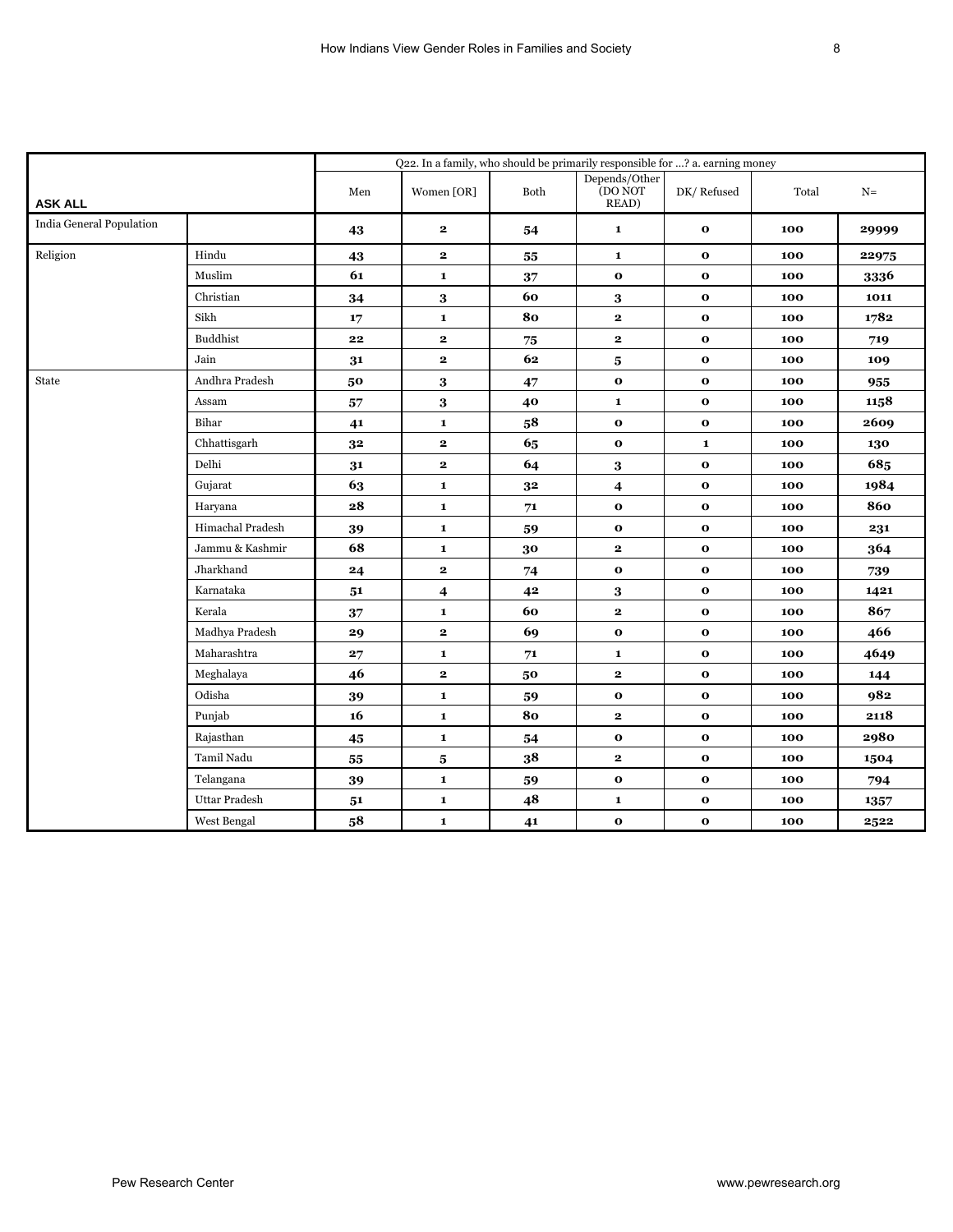| ASK ALL | | Q22. In a family, who should be primarily responsible for ...? a. earning money | | | | | | |
|---|---|---|---|---|---|---|---|---|
| | | Men | Women [OR] | Both | Depends/Other (DO NOT READ) | DK/ Refused | Total | N= |
| India General Population | | 43 | 2 | 54 | 1 | 0 | 100 | 29999 |
| Religion | Hindu | 43 | 2 | 55 | 1 | 0 | 100 | 22975 |
| | Muslim | 61 | 1 | 37 | 0 | 0 | 100 | 3336 |
| | Christian | 34 | 3 | 60 | 3 | 0 | 100 | 1011 |
| | Sikh | 17 | 1 | 80 | 2 | 0 | 100 | 1782 |
| | Buddhist | 22 | 2 | 75 | 2 | 0 | 100 | 719 |
| | Jain | 31 | 2 | 62 | 5 | 0 | 100 | 109 |
| State | Andhra Pradesh | 50 | 3 | 47 | 0 | 0 | 100 | 955 |
| | Assam | 57 | 3 | 40 | 1 | 0 | 100 | 1158 |
| | Bihar | 41 | 1 | 58 | 0 | 0 | 100 | 2609 |
| | Chhattisgarh | 32 | 2 | 65 | 0 | 1 | 100 | 130 |
| | Delhi | 31 | 2 | 64 | 3 | 0 | 100 | 685 |
| | Gujarat | 63 | 1 | 32 | 4 | 0 | 100 | 1984 |
| | Haryana | 28 | 1 | 71 | 0 | 0 | 100 | 860 |
| | Himachal Pradesh | 39 | 1 | 59 | 0 | 0 | 100 | 231 |
| | Jammu & Kashmir | 68 | 1 | 30 | 2 | 0 | 100 | 364 |
| | Jharkhand | 24 | 2 | 74 | 0 | 0 | 100 | 739 |
| | Karnataka | 51 | 4 | 42 | 3 | 0 | 100 | 1421 |
| | Kerala | 37 | 1 | 60 | 2 | 0 | 100 | 867 |
| | Madhya Pradesh | 29 | 2 | 69 | 0 | 0 | 100 | 466 |
| | Maharashtra | 27 | 1 | 71 | 1 | 0 | 100 | 4649 |
| | Meghalaya | 46 | 2 | 50 | 2 | 0 | 100 | 144 |
| | Odisha | 39 | 1 | 59 | 0 | 0 | 100 | 982 |
| | Punjab | 16 | 1 | 80 | 2 | 0 | 100 | 2118 |
| | Rajasthan | 45 | 1 | 54 | 0 | 0 | 100 | 2980 |
| | Tamil Nadu | 55 | 5 | 38 | 2 | 0 | 100 | 1504 |
| | Telangana | 39 | 1 | 59 | 0 | 0 | 100 | 794 |
| | Uttar Pradesh | 51 | 1 | 48 | 1 | 0 | 100 | 1357 |
| | West Bengal | 58 | 1 | 41 | 0 | 0 | 100 | 2522 |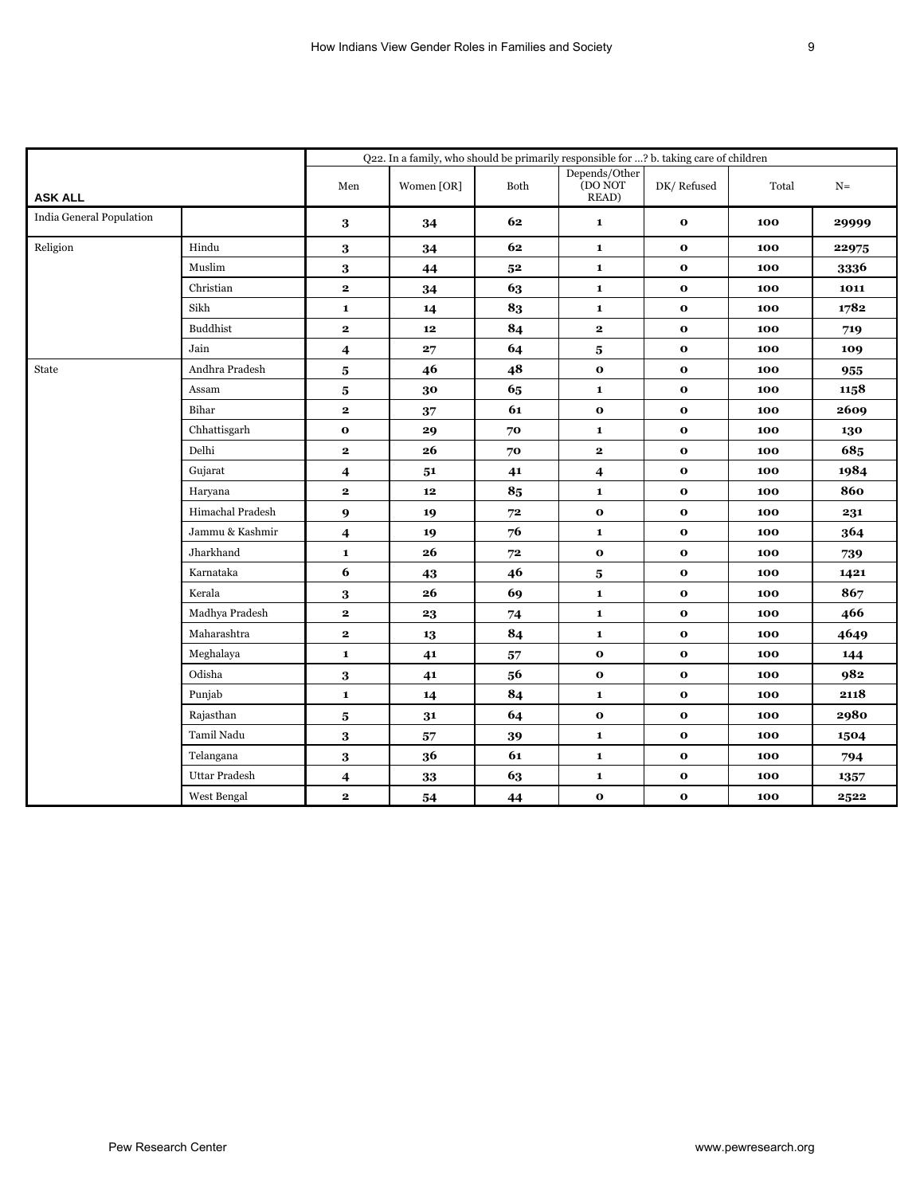| ASK ALL | | Q22. In a family, who should be primarily responsible for ...? b. taking care of children | | | | | | |
|---|---|---|---|---|---|---|---|---|
| | | Men | Women [OR] | Both | Depends/Other (DO NOT READ) | DK/ Refused | Total | N= |
| India General Population | | 3 | 34 | 62 | 1 | 0 | 100 | 29999 |
| Religion | Hindu | 3 | 34 | 62 | 1 | 0 | 100 | 22975 |
| | Muslim | 3 | 44 | 52 | 1 | 0 | 100 | 3336 |
| | Christian | 2 | 34 | 63 | 1 | 0 | 100 | 1011 |
| | Sikh | 1 | 14 | 83 | 1 | 0 | 100 | 1782 |
| | Buddhist | 2 | 12 | 84 | 2 | 0 | 100 | 719 |
| | Jain | 4 | 27 | 64 | 5 | 0 | 100 | 109 |
| State | Andhra Pradesh | 5 | 46 | 48 | 0 | 0 | 100 | 955 |
| | Assam | 5 | 30 | 65 | 1 | 0 | 100 | 1158 |
| | Bihar | 2 | 37 | 61 | 0 | 0 | 100 | 2609 |
| | Chhattisgarh | 0 | 29 | 70 | 1 | 0 | 100 | 130 |
| | Delhi | 2 | 26 | 70 | 2 | 0 | 100 | 685 |
| | Gujarat | 4 | 51 | 41 | 4 | 0 | 100 | 1984 |
| | Haryana | 2 | 12 | 85 | 1 | 0 | 100 | 860 |
| | Himachal Pradesh | 9 | 19 | 72 | 0 | 0 | 100 | 231 |
| | Jammu & Kashmir | 4 | 19 | 76 | 1 | 0 | 100 | 364 |
| | Jharkhand | 1 | 26 | 72 | 0 | 0 | 100 | 739 |
| | Karnataka | 6 | 43 | 46 | 5 | 0 | 100 | 1421 |
| | Kerala | 3 | 26 | 69 | 1 | 0 | 100 | 867 |
| | Madhya Pradesh | 2 | 23 | 74 | 1 | 0 | 100 | 466 |
| | Maharashtra | 2 | 13 | 84 | 1 | 0 | 100 | 4649 |
| | Meghalaya | 1 | 41 | 57 | 0 | 0 | 100 | 144 |
| | Odisha | 3 | 41 | 56 | 0 | 0 | 100 | 982 |
| | Punjab | 1 | 14 | 84 | 1 | 0 | 100 | 2118 |
| | Rajasthan | 5 | 31 | 64 | 0 | 0 | 100 | 2980 |
| | Tamil Nadu | 3 | 57 | 39 | 1 | 0 | 100 | 1504 |
| | Telangana | 3 | 36 | 61 | 1 | 0 | 100 | 794 |
| | Uttar Pradesh | 4 | 33 | 63 | 1 | 0 | 100 | 1357 |
| | West Bengal | 2 | 54 | 44 | 0 | 0 | 100 | 2522 |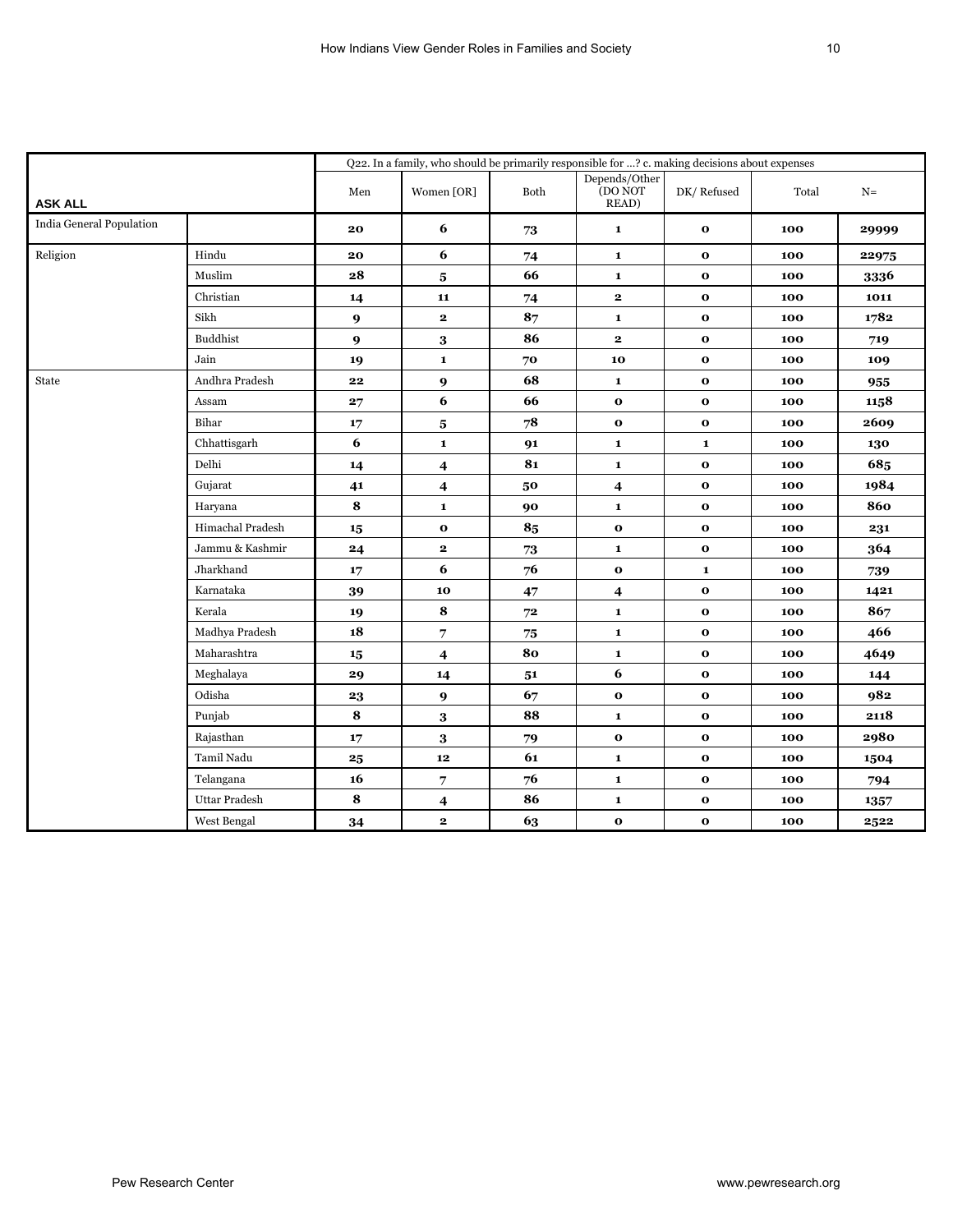| ASK ALL | | Q22. In a family, who should be primarily responsible for ...? c. making decisions about expenses | | | | | | |
|---|---|---|---|---|---|---|---|---|
| | | Men | Women [OR] | Both | Depends/Other (DO NOT READ) | DK/ Refused | Total | N= |
| India General Population | | **20** | **6** | **73** | **1** | **0** | **100** | **29999** |
| Religion | Hindu | **20** | **6** | **74** | **1** | **0** | **100** | **22975** |
| | Muslim | **28** | **5** | **66** | **1** | **0** | **100** | **3336** |
| | Christian | **14** | **11** | **74** | **2** | **0** | **100** | **1011** |
| | Sikh | **9** | **2** | **87** | **1** | **0** | **100** | **1782** |
| | Buddhist | **9** | **3** | **86** | **2** | **0** | **100** | **719** |
| | Jain | **19** | **1** | **70** | **10** | **0** | **100** | **109** |
| State | Andhra Pradesh | **22** | **9** | **68** | **1** | **0** | **100** | **955** |
| | Assam | **27** | **6** | **66** | **0** | **0** | **100** | **1158** |
| | Bihar | **17** | **5** | **78** | **0** | **0** | **100** | **2609** |
| | Chhattisgarh | **6** | **1** | **91** | **1** | **1** | **100** | **130** |
| | Delhi | **14** | **4** | **81** | **1** | **0** | **100** | **685** |
| | Gujarat | **41** | **4** | **50** | **4** | **0** | **100** | **1984** |
| | Haryana | **8** | **1** | **90** | **1** | **0** | **100** | **860** |
| | Himachal Pradesh | **15** | **0** | **85** | **0** | **0** | **100** | **231** |
| | Jammu & Kashmir | **24** | **2** | **73** | **1** | **0** | **100** | **364** |
| | Jharkhand | **17** | **6** | **76** | **0** | **1** | **100** | **739** |
| | Karnataka | **39** | **10** | **47** | **4** | **0** | **100** | **1421** |
| | Kerala | **19** | **8** | **72** | **1** | **0** | **100** | **867** |
| | Madhya Pradesh | **18** | **7** | **75** | **1** | **0** | **100** | **466** |
| | Maharashtra | **15** | **4** | **80** | **1** | **0** | **100** | **4649** |
| | Meghalaya | **29** | **14** | **51** | **6** | **0** | **100** | **144** |
| | Odisha | **23** | **9** | **67** | **0** | **0** | **100** | **982** |
| | Punjab | **8** | **3** | **88** | **1** | **0** | **100** | **2118** |
| | Rajasthan | **17** | **3** | **79** | **0** | **0** | **100** | **2980** |
| | Tamil Nadu | **25** | **12** | **61** | **1** | **0** | **100** | **1504** |
| | Telangana | **16** | **7** | **76** | **1** | **0** | **100** | **794** |
| | Uttar Pradesh | **8** | **4** | **86** | **1** | **0** | **100** | **1357** |
| | West Bengal | **34** | **2** | **63** | **0** | **0** | **100** | **2522** |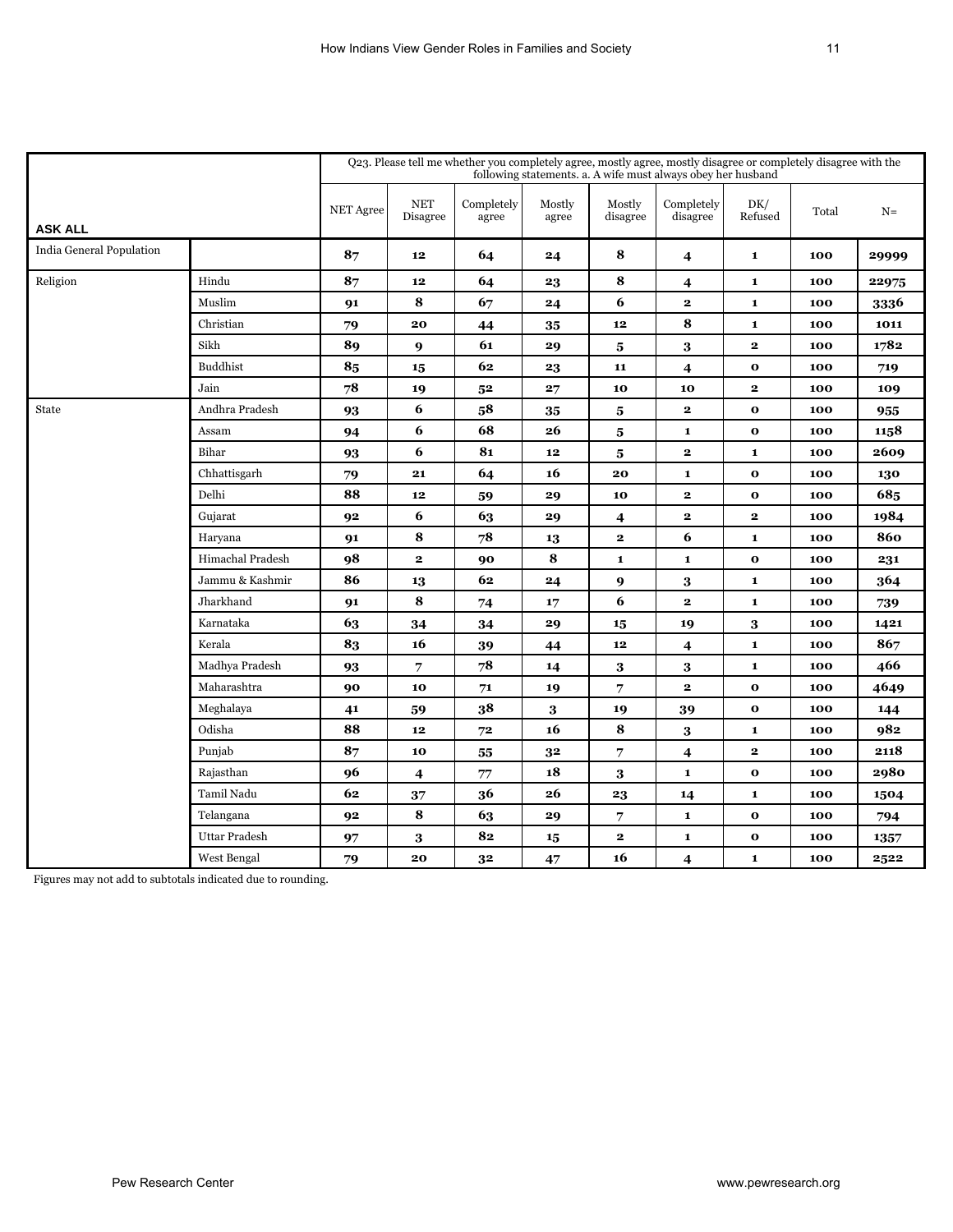| ASK ALL | | Q23. Please tell me whether you completely agree, mostly agree, mostly disagree or completely disagree with the following statements. a. A wife must always obey her husband | | | | | | | | |
|---|---|---|---|---|---|---|---|---|---|---|
| | | NET Agree | NET Disagree | Completely agree | Mostly agree | Mostly disagree | Completely disagree | DK/ Refused | Total | N= |
| India General Population | | 87 | 12 | 64 | 24 | 8 | 4 | 1 | 100 | 29999 |
| Religion | Hindu | 87 | 12 | 64 | 23 | 8 | 4 | 1 | 100 | 22975 |
| | Muslim | 91 | 8 | 67 | 24 | 6 | 2 | 1 | 100 | 3336 |
| | Christian | 79 | 20 | 44 | 35 | 12 | 8 | 1 | 100 | 1011 |
| | Sikh | 89 | 9 | 61 | 29 | 5 | 3 | 2 | 100 | 1782 |
| | Buddhist | 85 | 15 | 62 | 23 | 11 | 4 | 0 | 100 | 719 |
| | Jain | 78 | 19 | 52 | 27 | 10 | 10 | 2 | 100 | 109 |
| State | Andhra Pradesh | 93 | 6 | 58 | 35 | 5 | 2 | 0 | 100 | 955 |
| | Assam | 94 | 6 | 68 | 26 | 5 | 1 | 0 | 100 | 1158 |
| | Bihar | 93 | 6 | 81 | 12 | 5 | 2 | 1 | 100 | 2609 |
| | Chhattisgarh | 79 | 21 | 64 | 16 | 20 | 1 | 0 | 100 | 130 |
| | Delhi | 88 | 12 | 59 | 29 | 10 | 2 | 0 | 100 | 685 |
| | Gujarat | 92 | 6 | 63 | 29 | 4 | 2 | 2 | 100 | 1984 |
| | Haryana | 91 | 8 | 78 | 13 | 2 | 6 | 1 | 100 | 860 |
| | Himachal Pradesh | 98 | 2 | 90 | 8 | 1 | 1 | 0 | 100 | 231 |
| | Jammu & Kashmir | 86 | 13 | 62 | 24 | 9 | 3 | 1 | 100 | 364 |
| | Jharkhand | 91 | 8 | 74 | 17 | 6 | 2 | 1 | 100 | 739 |
| | Karnataka | 63 | 34 | 34 | 29 | 15 | 19 | 3 | 100 | 1421 |
| | Kerala | 83 | 16 | 39 | 44 | 12 | 4 | 1 | 100 | 867 |
| | Madhya Pradesh | 93 | 7 | 78 | 14 | 3 | 3 | 1 | 100 | 466 |
| | Maharashtra | 90 | 10 | 71 | 19 | 7 | 2 | 0 | 100 | 4649 |
| | Meghalaya | 41 | 59 | 38 | 3 | 19 | 39 | 0 | 100 | 144 |
| | Odisha | 88 | 12 | 72 | 16 | 8 | 3 | 1 | 100 | 982 |
| | Punjab | 87 | 10 | 55 | 32 | 7 | 4 | 2 | 100 | 2118 |
| | Rajasthan | 96 | 4 | 77 | 18 | 3 | 1 | 0 | 100 | 2980 |
| | Tamil Nadu | 62 | 37 | 36 | 26 | 23 | 14 | 1 | 100 | 1504 |
| | Telangana | 92 | 8 | 63 | 29 | 7 | 1 | 0 | 100 | 794 |
| | Uttar Pradesh | 97 | 3 | 82 | 15 | 2 | 1 | 0 | 100 | 1357 |
| | West Bengal | 79 | 20 | 32 | 47 | 16 | 4 | 1 | 100 | 2522 |

Figures may not add to subtotals indicated due to rounding.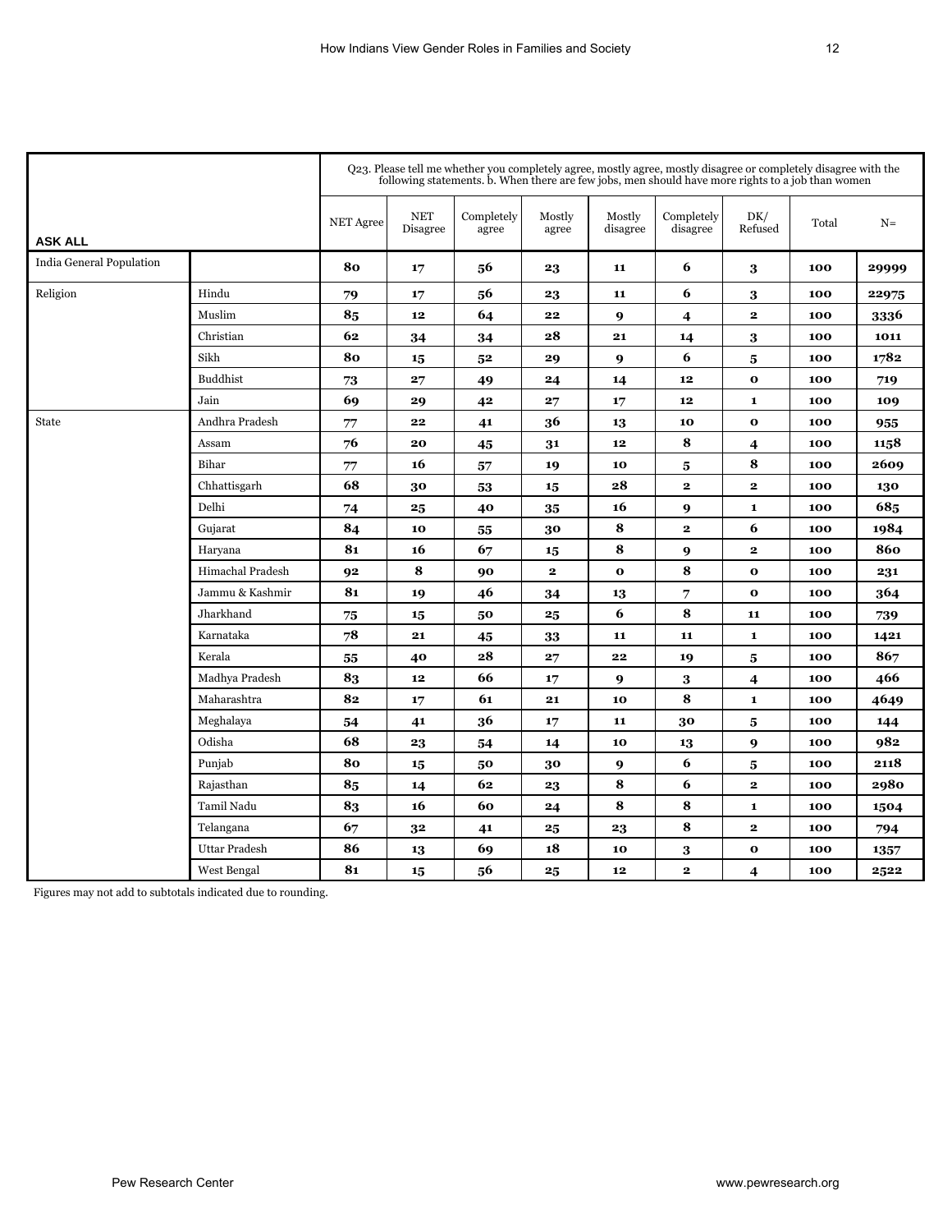| ASK ALL | | Q23. Please tell me whether you completely agree, mostly agree, mostly disagree or completely disagree with the following statements. b. When there are few jobs, men should have more rights to a job than women | | | | | | | | |
|---|---|---|---|---|---|---|---|---|---|---|
| | | NET Agree | NET Disagree | Completely agree | Mostly agree | Mostly disagree | Completely disagree | DK/ Refused | Total | N= |
| India General Population | | 80 | 17 | 56 | 23 | 11 | 6 | 3 | 100 | 29999 |
| Religion | Hindu | 79 | 17 | 56 | 23 | 11 | 6 | 3 | 100 | 22975 |
| | Muslim | 85 | 12 | 64 | 22 | 9 | 4 | 2 | 100 | 3336 |
| | Christian | 62 | 34 | 34 | 28 | 21 | 14 | 3 | 100 | 1011 |
| | Sikh | 80 | 15 | 52 | 29 | 9 | 6 | 5 | 100 | 1782 |
| | Buddhist | 73 | 27 | 49 | 24 | 14 | 12 | 0 | 100 | 719 |
| | Jain | 69 | 29 | 42 | 27 | 17 | 12 | 1 | 100 | 109 |
| State | Andhra Pradesh | 77 | 22 | 41 | 36 | 13 | 10 | 0 | 100 | 955 |
| | Assam | 76 | 20 | 45 | 31 | 12 | 8 | 4 | 100 | 1158 |
| | Bihar | 77 | 16 | 57 | 19 | 10 | 5 | 8 | 100 | 2609 |
| | Chhattisgarh | 68 | 30 | 53 | 15 | 28 | 2 | 2 | 100 | 130 |
| | Delhi | 74 | 25 | 40 | 35 | 16 | 9 | 1 | 100 | 685 |
| | Gujarat | 84 | 10 | 55 | 30 | 8 | 2 | 6 | 100 | 1984 |
| | Haryana | 81 | 16 | 67 | 15 | 8 | 9 | 2 | 100 | 860 |
| | Himachal Pradesh | 92 | 8 | 90 | 2 | 0 | 8 | 0 | 100 | 231 |
| | Jammu & Kashmir | 81 | 19 | 46 | 34 | 13 | 7 | 0 | 100 | 364 |
| | Jharkhand | 75 | 15 | 50 | 25 | 6 | 8 | 11 | 100 | 739 |
| | Karnataka | 78 | 21 | 45 | 33 | 11 | 11 | 1 | 100 | 1421 |
| | Kerala | 55 | 40 | 28 | 27 | 22 | 19 | 5 | 100 | 867 |
| | Madhya Pradesh | 83 | 12 | 66 | 17 | 9 | 3 | 4 | 100 | 466 |
| | Maharashtra | 82 | 17 | 61 | 21 | 10 | 8 | 1 | 100 | 4649 |
| | Meghalaya | 54 | 41 | 36 | 17 | 11 | 30 | 5 | 100 | 144 |
| | Odisha | 68 | 23 | 54 | 14 | 10 | 13 | 9 | 100 | 982 |
| | Punjab | 80 | 15 | 50 | 30 | 9 | 6 | 5 | 100 | 2118 |
| | Rajasthan | 85 | 14 | 62 | 23 | 8 | 6 | 2 | 100 | 2980 |
| | Tamil Nadu | 83 | 16 | 60 | 24 | 8 | 8 | 1 | 100 | 1504 |
| | Telangana | 67 | 32 | 41 | 25 | 23 | 8 | 2 | 100 | 794 |
| | Uttar Pradesh | 86 | 13 | 69 | 18 | 10 | 3 | 0 | 100 | 1357 |
| | West Bengal | 81 | 15 | 56 | 25 | 12 | 2 | 4 | 100 | 2522 |

Figures may not add to subtotals indicated due to rounding.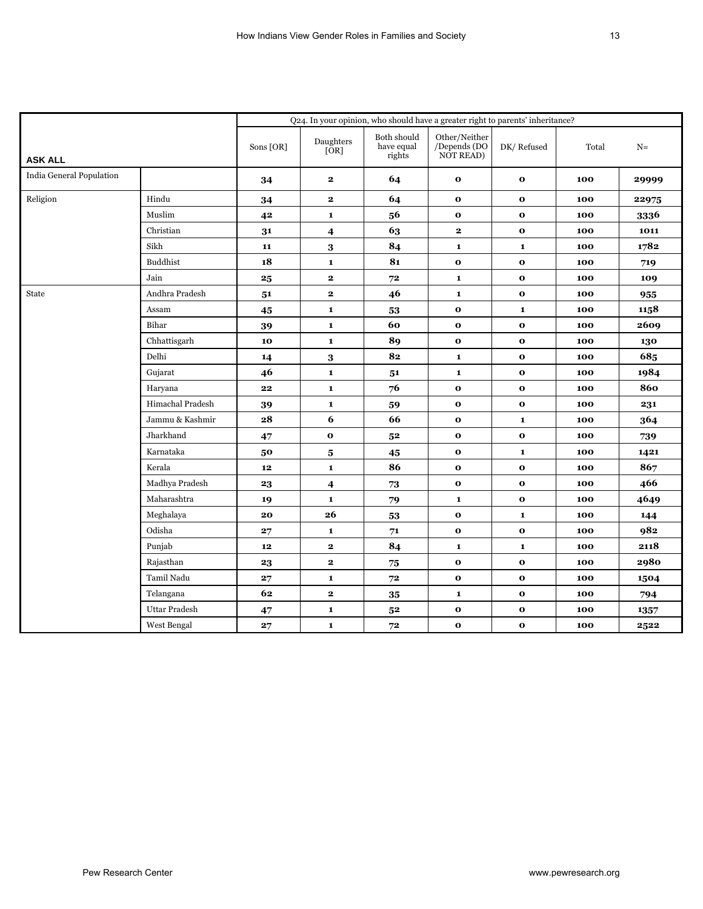| ASK ALL | | Q24. In your opinion, who should have a greater right to parents' inheritance? | | | | | | |
|---|---|---|---|---|---|---|---|---|
| | | Sons [OR] | Daughters [OR] | Both should have equal rights | Other/Neither /Depends (DO NOT READ) | DK/ Refused | Total | N= |
| India General Population | | **34** | **2** | **64** | **0** | **0** | **100** | **29999** |
| Religion | Hindu | **34** | **2** | **64** | **0** | **0** | **100** | **22975** |
| | Muslim | **42** | **1** | **56** | **0** | **0** | **100** | **3336** |
| | Christian | **31** | **4** | **63** | **2** | **0** | **100** | **1011** |
| | Sikh | **11** | **3** | **84** | **1** | **1** | **100** | **1782** |
| | Buddhist | **18** | **1** | **81** | **0** | **0** | **100** | **719** |
| | Jain | **25** | **2** | **72** | **1** | **0** | **100** | **109** |
| State | Andhra Pradesh | **51** | **2** | **46** | **1** | **0** | **100** | **955** |
| | Assam | **45** | **1** | **53** | **0** | **1** | **100** | **1158** |
| | Bihar | **39** | **1** | **60** | **0** | **0** | **100** | **2609** |
| | Chhattisgarh | **10** | **1** | **89** | **0** | **0** | **100** | **130** |
| | Delhi | **14** | **3** | **82** | **1** | **0** | **100** | **685** |
| | Gujarat | **46** | **1** | **51** | **1** | **0** | **100** | **1984** |
| | Haryana | **22** | **1** | **76** | **0** | **0** | **100** | **860** |
| | Himachal Pradesh | **39** | **1** | **59** | **0** | **0** | **100** | **231** |
| | Jammu & Kashmir | **28** | **6** | **66** | **0** | **1** | **100** | **364** |
| | Jharkhand | **47** | **0** | **52** | **0** | **0** | **100** | **739** |
| | Karnataka | **50** | **5** | **45** | **0** | **1** | **100** | **1421** |
| | Kerala | **12** | **1** | **86** | **0** | **0** | **100** | **867** |
| | Madhya Pradesh | **23** | **4** | **73** | **0** | **0** | **100** | **466** |
| | Maharashtra | **19** | **1** | **79** | **1** | **0** | **100** | **4649** |
| | Meghalaya | **20** | **26** | **53** | **0** | **1** | **100** | **144** |
| | Odisha | **27** | **1** | **71** | **0** | **0** | **100** | **982** |
| | Punjab | **12** | **2** | **84** | **1** | **1** | **100** | **2118** |
| | Rajasthan | **23** | **2** | **75** | **0** | **0** | **100** | **2980** |
| | Tamil Nadu | **27** | **1** | **72** | **0** | **0** | **100** | **1504** |
| | Telangana | **62** | **2** | **35** | **1** | **0** | **100** | **794** |
| | Uttar Pradesh | **47** | **1** | **52** | **0** | **0** | **100** | **1357** |
| | West Bengal | **27** | **1** | **72** | **0** | **0** | **100** | **2522** |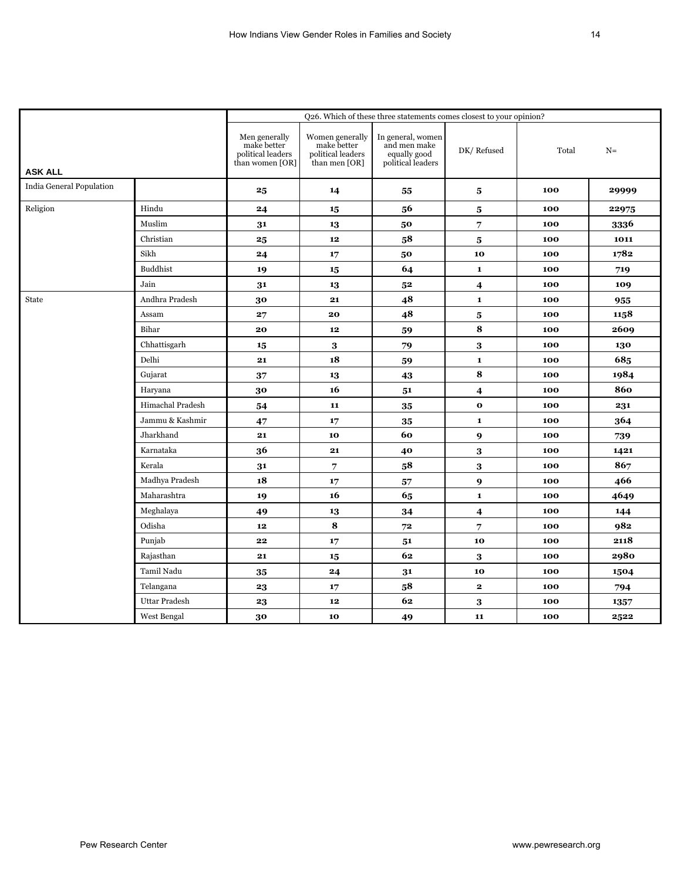| ASK ALL | | Q26. Which of these three statements comes closest to your opinion? | | | | | |
|---|---|---|---|---|---|---|---|
| | | Men generally make better political leaders than women [OR] | Women generally make better political leaders than men [OR] | In general, women and men make equally good political leaders | DK/ Refused | Total | N= |
| India General Population | | **25** | **14** | **55** | **5** | **100** | **29999** |
| Religion | Hindu | **24** | **15** | **56** | **5** | **100** | **22975** |
| | Muslim | **31** | **13** | **50** | **7** | **100** | **3336** |
| | Christian | **25** | **12** | **58** | **5** | **100** | **1011** |
| | Sikh | **24** | **17** | **50** | **10** | **100** | **1782** |
| | Buddhist | **19** | **15** | **64** | **1** | **100** | **719** |
| | Jain | **31** | **13** | **52** | **4** | **100** | **109** |
| State | Andhra Pradesh | **30** | **21** | **48** | **1** | **100** | **955** |
| | Assam | **27** | **20** | **48** | **5** | **100** | **1158** |
| | Bihar | **20** | **12** | **59** | **8** | **100** | **2609** |
| | Chhattisgarh | **15** | **3** | **79** | **3** | **100** | **130** |
| | Delhi | **21** | **18** | **59** | **1** | **100** | **685** |
| | Gujarat | **37** | **13** | **43** | **8** | **100** | **1984** |
| | Haryana | **30** | **16** | **51** | **4** | **100** | **860** |
| | Himachal Pradesh | **54** | **11** | **35** | **0** | **100** | **231** |
| | Jammu & Kashmir | **47** | **17** | **35** | **1** | **100** | **364** |
| | Jharkhand | **21** | **10** | **60** | **9** | **100** | **739** |
| | Karnataka | **36** | **21** | **40** | **3** | **100** | **1421** |
| | Kerala | **31** | **7** | **58** | **3** | **100** | **867** |
| | Madhya Pradesh | **18** | **17** | **57** | **9** | **100** | **466** |
| | Maharashtra | **19** | **16** | **65** | **1** | **100** | **4649** |
| | Meghalaya | **49** | **13** | **34** | **4** | **100** | **144** |
| | Odisha | **12** | **8** | **72** | **7** | **100** | **982** |
| | Punjab | **22** | **17** | **51** | **10** | **100** | **2118** |
| | Rajasthan | **21** | **15** | **62** | **3** | **100** | **2980** |
| | Tamil Nadu | **35** | **24** | **31** | **10** | **100** | **1504** |
| | Telangana | **23** | **17** | **58** | **2** | **100** | **794** |
| | Uttar Pradesh | **23** | **12** | **62** | **3** | **100** | **1357** |
| | West Bengal | **30** | **10** | **49** | **11** | **100** | **2522** |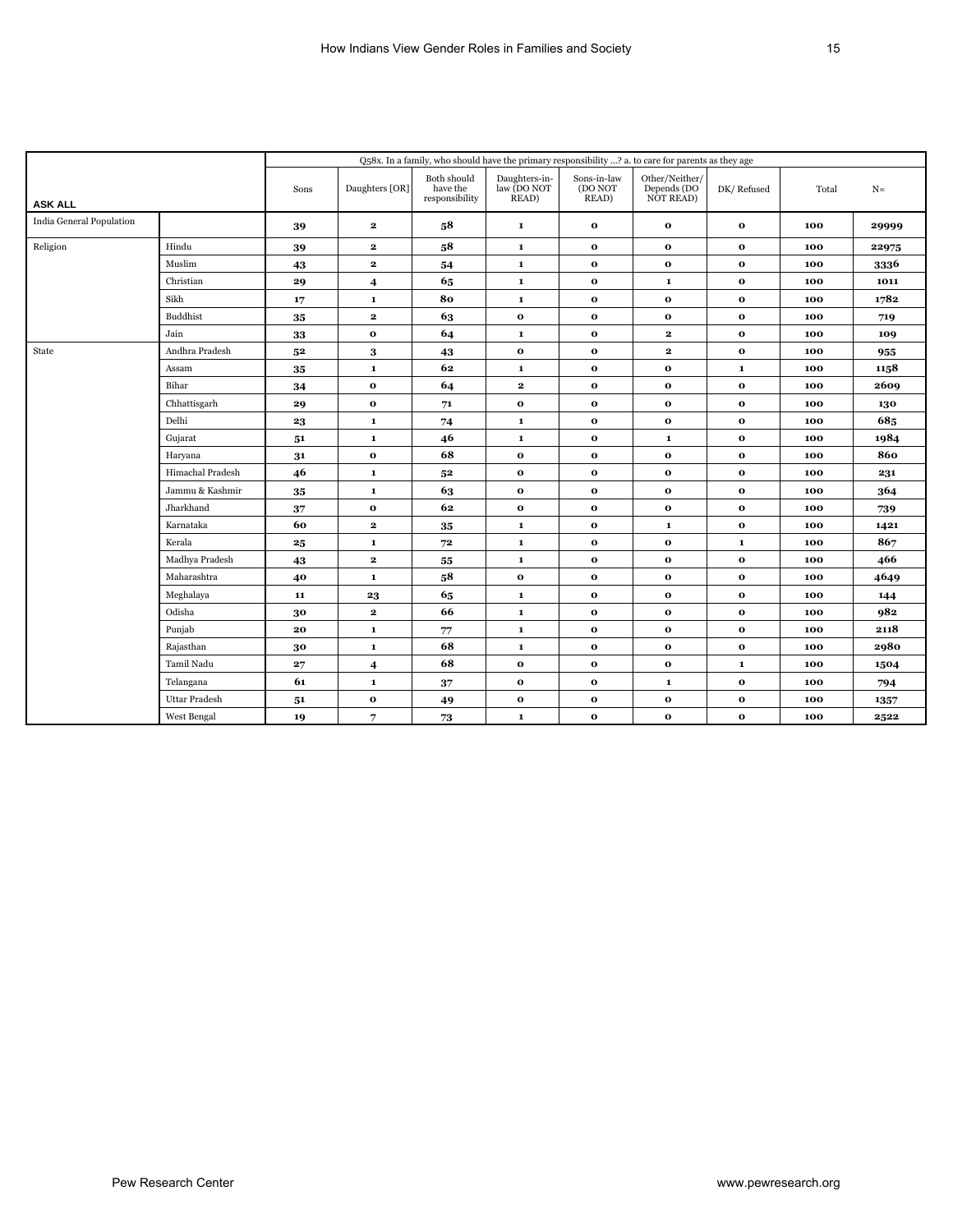| ASK ALL | | Sons | Daughters [OR] | Both should have the responsibility | Daughters-in-law (DO NOT READ) | Sons-in-law (DO NOT READ) | Other/Neither/ Depends (DO NOT READ) | DK/ Refused | Total | N= |
|---|---|---|---|---|---|---|---|---|---|---|
| | | Q58x. In a family, who should have the primary responsibility ...? a. to care for parents as they age | | | | | | | | |
| India General Population | | 39 | 2 | 58 | 1 | 0 | 0 | 0 | 100 | 29999 |
| Religion | Hindu | 39 | 2 | 58 | 1 | 0 | 0 | 0 | 100 | 22975 |
| | Muslim | 43 | 2 | 54 | 1 | 0 | 0 | 0 | 100 | 3336 |
| | Christian | 29 | 4 | 65 | 1 | 0 | 1 | 0 | 100 | 1011 |
| | Sikh | 17 | 1 | 80 | 1 | 0 | 0 | 0 | 100 | 1782 |
| | Buddhist | 35 | 2 | 63 | 0 | 0 | 0 | 0 | 100 | 719 |
| | Jain | 33 | 0 | 64 | 1 | 0 | 2 | 0 | 100 | 109 |
| State | Andhra Pradesh | 52 | 3 | 43 | 0 | 0 | 2 | 0 | 100 | 955 |
| | Assam | 35 | 1 | 62 | 1 | 0 | 0 | 1 | 100 | 1158 |
| | Bihar | 34 | 0 | 64 | 2 | 0 | 0 | 0 | 100 | 2609 |
| | Chhattisgarh | 29 | 0 | 71 | 0 | 0 | 0 | 0 | 100 | 130 |
| | Delhi | 23 | 1 | 74 | 1 | 0 | 0 | 0 | 100 | 685 |
| | Gujarat | 51 | 1 | 46 | 1 | 0 | 1 | 0 | 100 | 1984 |
| | Haryana | 31 | 0 | 68 | 0 | 0 | 0 | 0 | 100 | 860 |
| | Himachal Pradesh | 46 | 1 | 52 | 0 | 0 | 0 | 0 | 100 | 231 |
| | Jammu & Kashmir | 35 | 1 | 63 | 0 | 0 | 0 | 0 | 100 | 364 |
| | Jharkhand | 37 | 0 | 62 | 0 | 0 | 0 | 0 | 100 | 739 |
| | Karnataka | 60 | 2 | 35 | 1 | 0 | 1 | 0 | 100 | 1421 |
| | Kerala | 25 | 1 | 72 | 1 | 0 | 0 | 1 | 100 | 867 |
| | Madhya Pradesh | 43 | 2 | 55 | 1 | 0 | 0 | 0 | 100 | 466 |
| | Maharashtra | 40 | 1 | 58 | 0 | 0 | 0 | 0 | 100 | 4649 |
| | Meghalaya | 11 | 23 | 65 | 1 | 0 | 0 | 0 | 100 | 144 |
| | Odisha | 30 | 2 | 66 | 1 | 0 | 0 | 0 | 100 | 982 |
| | Punjab | 20 | 1 | 77 | 1 | 0 | 0 | 0 | 100 | 2118 |
| | Rajasthan | 30 | 1 | 68 | 1 | 0 | 0 | 0 | 100 | 2980 |
| | Tamil Nadu | 27 | 4 | 68 | 0 | 0 | 0 | 1 | 100 | 1504 |
| | Telangana | 61 | 1 | 37 | 0 | 0 | 1 | 0 | 100 | 794 |
| | Uttar Pradesh | 51 | 0 | 49 | 0 | 0 | 0 | 0 | 100 | 1357 |
| | West Bengal | 19 | 7 | 73 | 1 | 0 | 0 | 0 | 100 | 2522 |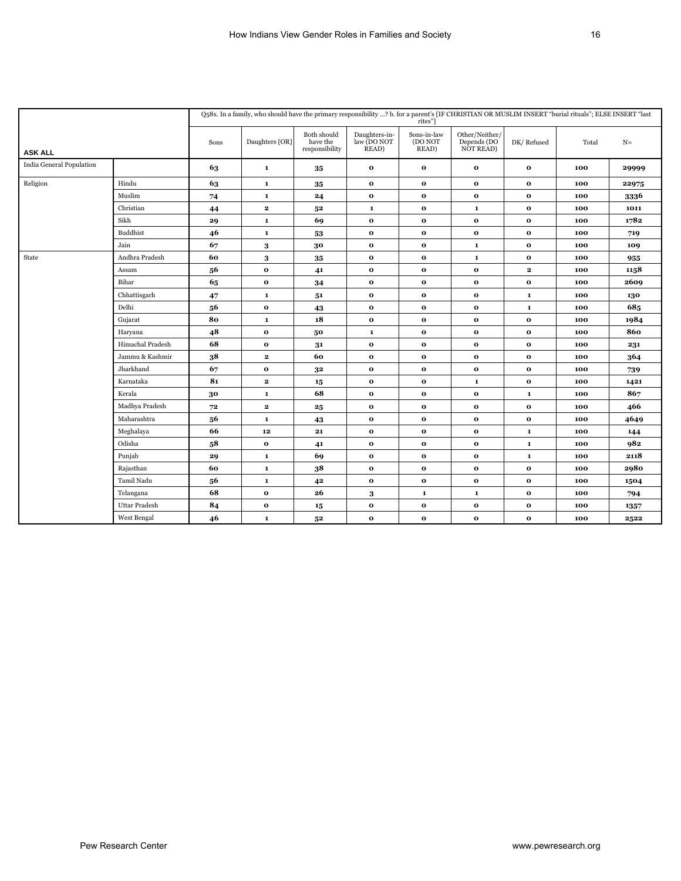| ASK ALL | | Q58x. In a family, who should have the primary responsibility …? b. for a parent's [IF CHRISTIAN OR MUSLIM INSERT "burial rituals"; ELSE INSERT "last rites"] | | | | | | | | |
|---|---|---|---|---|---|---|---|---|---|---|
| | | Sons | Daughters [OR] | Both should have the responsibility | Daughters-in-law (DO NOT READ) | Sons-in-law (DO NOT READ) | Other/Neither/ Depends (DO NOT READ) | DK/ Refused | Total | N= |
| India General Population | | 63 | 1 | 35 | 0 | 0 | 0 | 0 | 100 | 29999 |
| Religion | Hindu | 63 | 1 | 35 | 0 | 0 | 0 | 0 | 100 | 22975 |
| | Muslim | 74 | 1 | 24 | 0 | 0 | 0 | 0 | 100 | 3336 |
| | Christian | 44 | 2 | 52 | 1 | 0 | 1 | 0 | 100 | 1011 |
| | Sikh | 29 | 1 | 69 | 0 | 0 | 0 | 0 | 100 | 1782 |
| | Buddhist | 46 | 1 | 53 | 0 | 0 | 0 | 0 | 100 | 719 |
| | Jain | 67 | 3 | 30 | 0 | 0 | 1 | 0 | 100 | 109 |
| State | Andhra Pradesh | 60 | 3 | 35 | 0 | 0 | 1 | 0 | 100 | 955 |
| | Assam | 56 | 0 | 41 | 0 | 0 | 0 | 2 | 100 | 1158 |
| | Bihar | 65 | 0 | 34 | 0 | 0 | 0 | 0 | 100 | 2609 |
| | Chhattisgarh | 47 | 1 | 51 | 0 | 0 | 0 | 1 | 100 | 130 |
| | Delhi | 56 | 0 | 43 | 0 | 0 | 0 | 1 | 100 | 685 |
| | Gujarat | 80 | 1 | 18 | 0 | 0 | 0 | 0 | 100 | 1984 |
| | Haryana | 48 | 0 | 50 | 1 | 0 | 0 | 0 | 100 | 860 |
| | Himachal Pradesh | 68 | 0 | 31 | 0 | 0 | 0 | 0 | 100 | 231 |
| | Jammu & Kashmir | 38 | 2 | 60 | 0 | 0 | 0 | 0 | 100 | 364 |
| | Jharkhand | 67 | 0 | 32 | 0 | 0 | 0 | 0 | 100 | 739 |
| | Karnataka | 81 | 2 | 15 | 0 | 0 | 1 | 0 | 100 | 1421 |
| | Kerala | 30 | 1 | 68 | 0 | 0 | 0 | 1 | 100 | 867 |
| | Madhya Pradesh | 72 | 2 | 25 | 0 | 0 | 0 | 0 | 100 | 466 |
| | Maharashtra | 56 | 1 | 43 | 0 | 0 | 0 | 0 | 100 | 4649 |
| | Meghalaya | 66 | 12 | 21 | 0 | 0 | 0 | 1 | 100 | 144 |
| | Odisha | 58 | 0 | 41 | 0 | 0 | 0 | 1 | 100 | 982 |
| | Punjab | 29 | 1 | 69 | 0 | 0 | 0 | 1 | 100 | 2118 |
| | Rajasthan | 60 | 1 | 38 | 0 | 0 | 0 | 0 | 100 | 2980 |
| | Tamil Nadu | 56 | 1 | 42 | 0 | 0 | 0 | 0 | 100 | 1504 |
| | Telangana | 68 | 0 | 26 | 3 | 1 | 1 | 0 | 100 | 794 |
| | Uttar Pradesh | 84 | 0 | 15 | 0 | 0 | 0 | 0 | 100 | 1357 |
| | West Bengal | 46 | 1 | 52 | 0 | 0 | 0 | 0 | 100 | 2522 |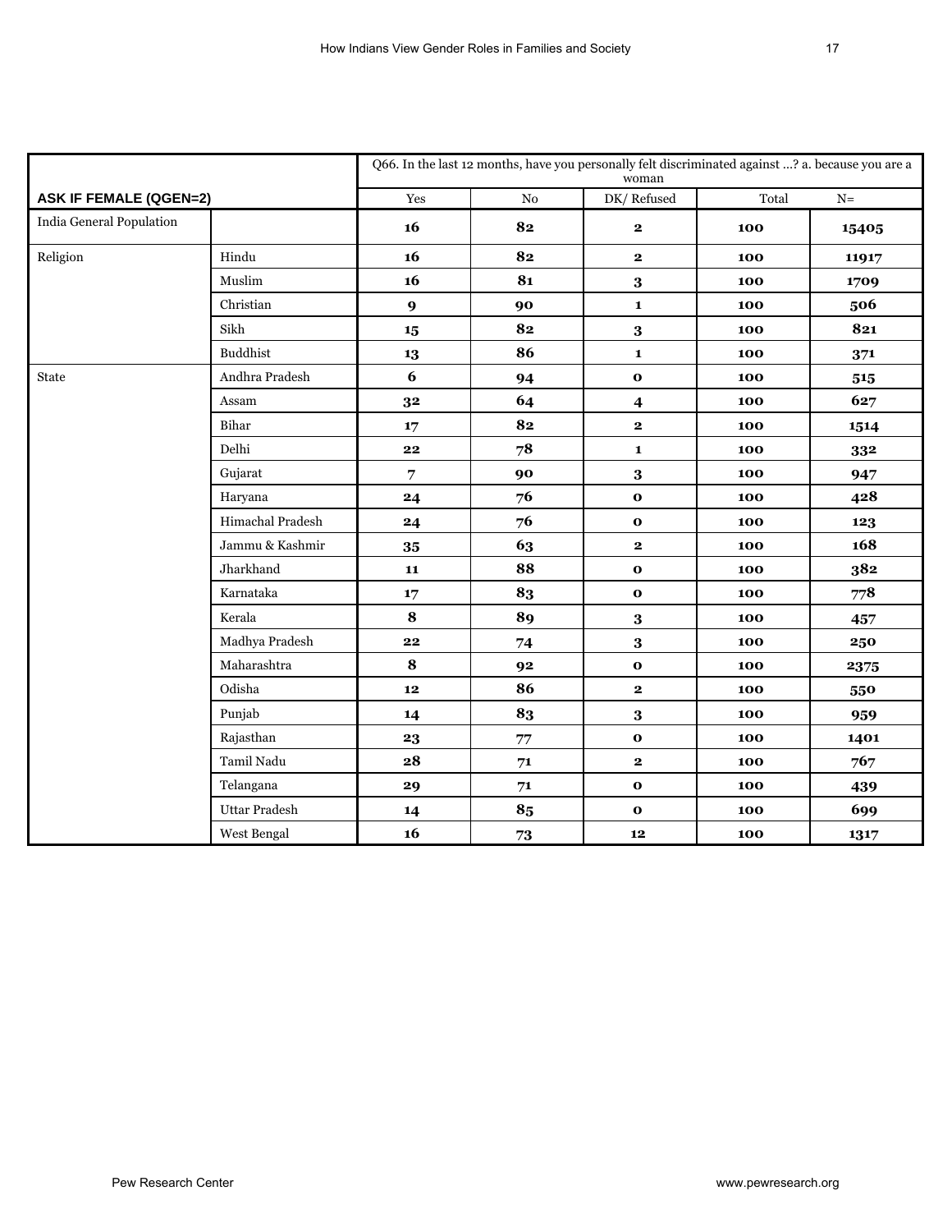| | | Q66. In the last 12 months, have you personally felt discriminated against ...? a. because you are a woman | | | | |
|---|---|---|---|---|---|---|
| **ASK IF FEMALE (QGEN=2)** | | Yes | No | DK/ Refused | Total | N= |
| India General Population | | **16** | **82** | **2** | **100** | **15405** |
| Religion | Hindu | **16** | **82** | **2** | **100** | **11917** |
| | Muslim | **16** | **81** | **3** | **100** | **1709** |
| | Christian | **9** | **90** | **1** | **100** | **506** |
| | Sikh | **15** | **82** | **3** | **100** | **821** |
| | Buddhist | **13** | **86** | **1** | **100** | **371** |
| State | Andhra Pradesh | **6** | **94** | **0** | **100** | **515** |
| | Assam | **32** | **64** | **4** | **100** | **627** |
| | Bihar | **17** | **82** | **2** | **100** | **1514** |
| | Delhi | **22** | **78** | **1** | **100** | **332** |
| | Gujarat | **7** | **90** | **3** | **100** | **947** |
| | Haryana | **24** | **76** | **0** | **100** | **428** |
| | Himachal Pradesh | **24** | **76** | **0** | **100** | **123** |
| | Jammu & Kashmir | **35** | **63** | **2** | **100** | **168** |
| | Jharkhand | **11** | **88** | **0** | **100** | **382** |
| | Karnataka | **17** | **83** | **0** | **100** | **778** |
| | Kerala | **8** | **89** | **3** | **100** | **457** |
| | Madhya Pradesh | **22** | **74** | **3** | **100** | **250** |
| | Maharashtra | **8** | **92** | **0** | **100** | **2375** |
| | Odisha | **12** | **86** | **2** | **100** | **550** |
| | Punjab | **14** | **83** | **3** | **100** | **959** |
| | Rajasthan | **23** | **77** | **0** | **100** | **1401** |
| | Tamil Nadu | **28** | **71** | **2** | **100** | **767** |
| | Telangana | **29** | **71** | **0** | **100** | **439** |
| | Uttar Pradesh | **14** | **85** | **0** | **100** | **699** |
| | West Bengal | **16** | **73** | **12** | **100** | **1317** |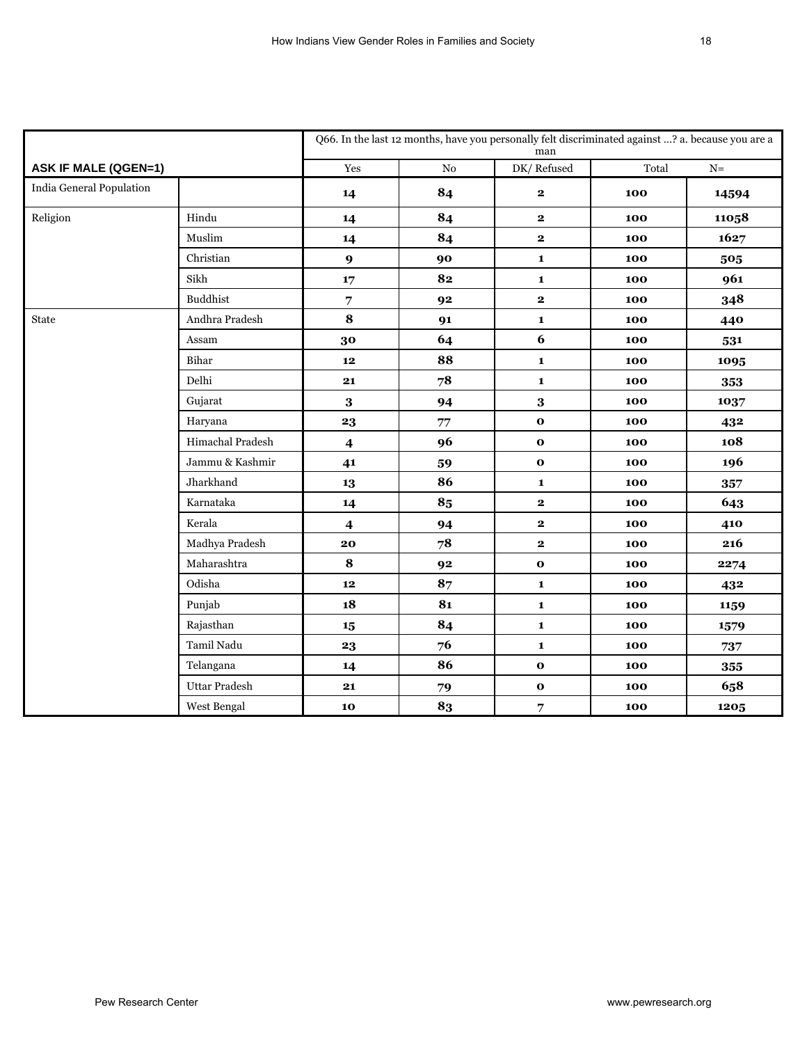| ASK IF MALE (QGEN=1) | | Q66. In the last 12 months, have you personally felt discriminated against ...? a. because you are a man | | | | |
|---|---|---|---|---|---|---|
| | | Yes | No | DK/ Refused | Total | N= |
| India General Population | | 14 | 84 | 2 | 100 | 14594 |
| Religion | Hindu | 14 | 84 | 2 | 100 | 11058 |
| | Muslim | 14 | 84 | 2 | 100 | 1627 |
| | Christian | 9 | 90 | 1 | 100 | 505 |
| | Sikh | 17 | 82 | 1 | 100 | 961 |
| | Buddhist | 7 | 92 | 2 | 100 | 348 |
| State | Andhra Pradesh | 8 | 91 | 1 | 100 | 440 |
| | Assam | 30 | 64 | 6 | 100 | 531 |
| | Bihar | 12 | 88 | 1 | 100 | 1095 |
| | Delhi | 21 | 78 | 1 | 100 | 353 |
| | Gujarat | 3 | 94 | 3 | 100 | 1037 |
| | Haryana | 23 | 77 | 0 | 100 | 432 |
| | Himachal Pradesh | 4 | 96 | 0 | 100 | 108 |
| | Jammu & Kashmir | 41 | 59 | 0 | 100 | 196 |
| | Jharkhand | 13 | 86 | 1 | 100 | 357 |
| | Karnataka | 14 | 85 | 2 | 100 | 643 |
| | Kerala | 4 | 94 | 2 | 100 | 410 |
| | Madhya Pradesh | 20 | 78 | 2 | 100 | 216 |
| | Maharashtra | 8 | 92 | 0 | 100 | 2274 |
| | Odisha | 12 | 87 | 1 | 100 | 432 |
| | Punjab | 18 | 81 | 1 | 100 | 1159 |
| | Rajasthan | 15 | 84 | 1 | 100 | 1579 |
| | Tamil Nadu | 23 | 76 | 1 | 100 | 737 |
| | Telangana | 14 | 86 | 0 | 100 | 355 |
| | Uttar Pradesh | 21 | 79 | 0 | 100 | 658 |
| | West Bengal | 10 | 83 | 7 | 100 | 1205 |